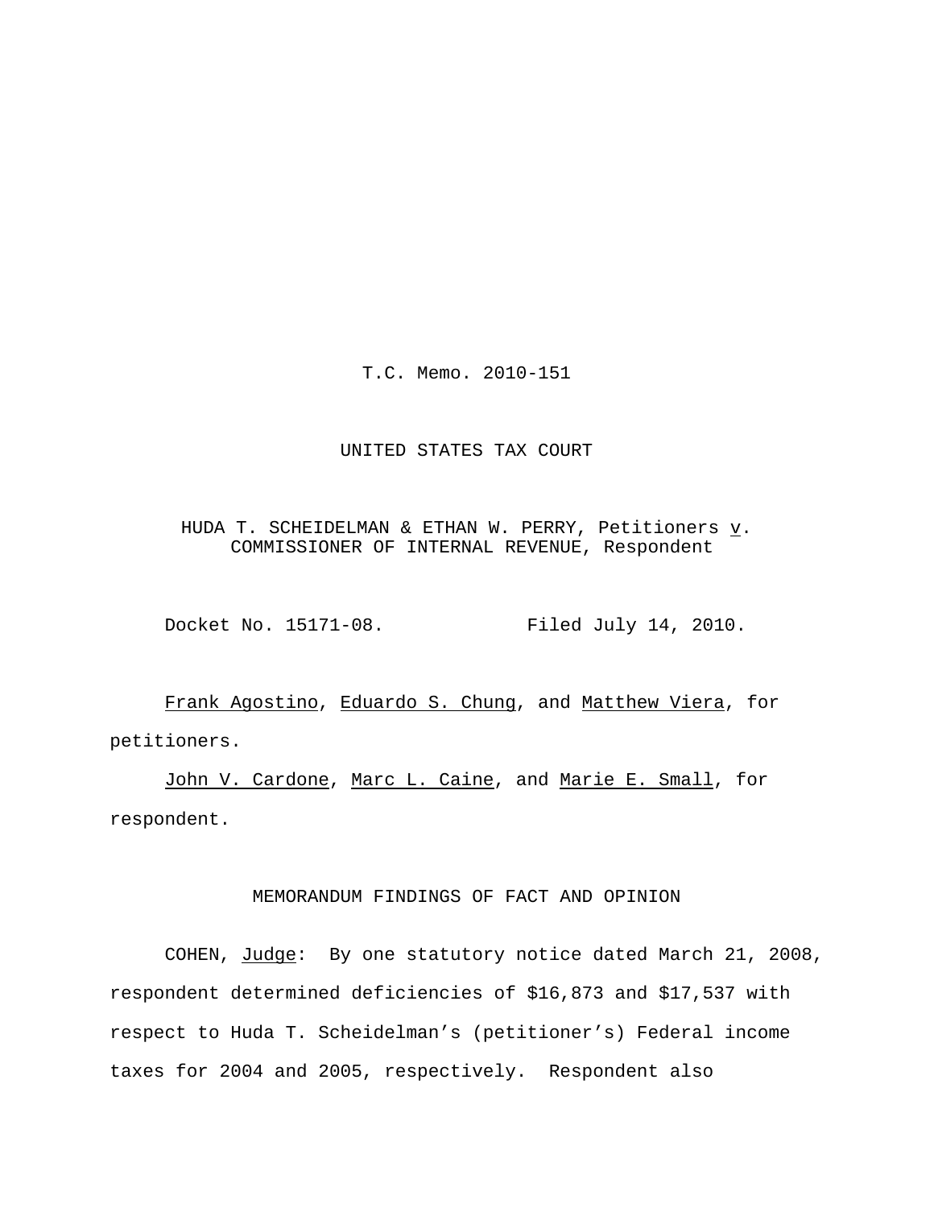T.C. Memo. 2010-151

UNITED STATES TAX COURT

HUDA T. SCHEIDELMAN & ETHAN W. PERRY, Petitioners v. COMMISSIONER OF INTERNAL REVENUE, Respondent

Docket No. 15171-08. Filed July 14, 2010.

Frank Agostino, Eduardo S. Chung, and Matthew Viera, for petitioners.

John V. Cardone, Marc L. Caine, and Marie E. Small, for respondent.

MEMORANDUM FINDINGS OF FACT AND OPINION

COHEN, Judge: By one statutory notice dated March 21, 2008, respondent determined deficiencies of $16,873 and $17,537 with respect to Huda T. Scheidelman's (petitioner's) Federal income taxes for 2004 and 2005, respectively. Respondent also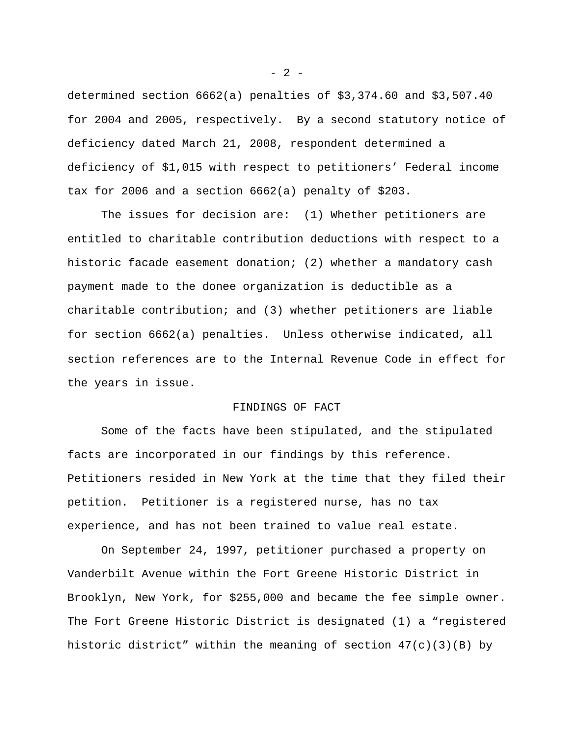determined section 6662(a) penalties of $3,374.60 and $3,507.40 for 2004 and 2005, respectively. By a second statutory notice of deficiency dated March 21, 2008, respondent determined a deficiency of $1,015 with respect to petitioners' Federal income tax for 2006 and a section 6662(a) penalty of $203.

The issues for decision are: (1) Whether petitioners are entitled to charitable contribution deductions with respect to a historic facade easement donation; (2) whether a mandatory cash payment made to the donee organization is deductible as a charitable contribution; and (3) whether petitioners are liable for section 6662(a) penalties. Unless otherwise indicated, all section references are to the Internal Revenue Code in effect for the years in issue.

## FINDINGS OF FACT

Some of the facts have been stipulated, and the stipulated facts are incorporated in our findings by this reference. Petitioners resided in New York at the time that they filed their petition. Petitioner is a registered nurse, has no tax experience, and has not been trained to value real estate.

On September 24, 1997, petitioner purchased a property on Vanderbilt Avenue within the Fort Greene Historic District in Brooklyn, New York, for $255,000 and became the fee simple owner. The Fort Greene Historic District is designated (1) a "registered historic district" within the meaning of section 47(c)(3)(B) by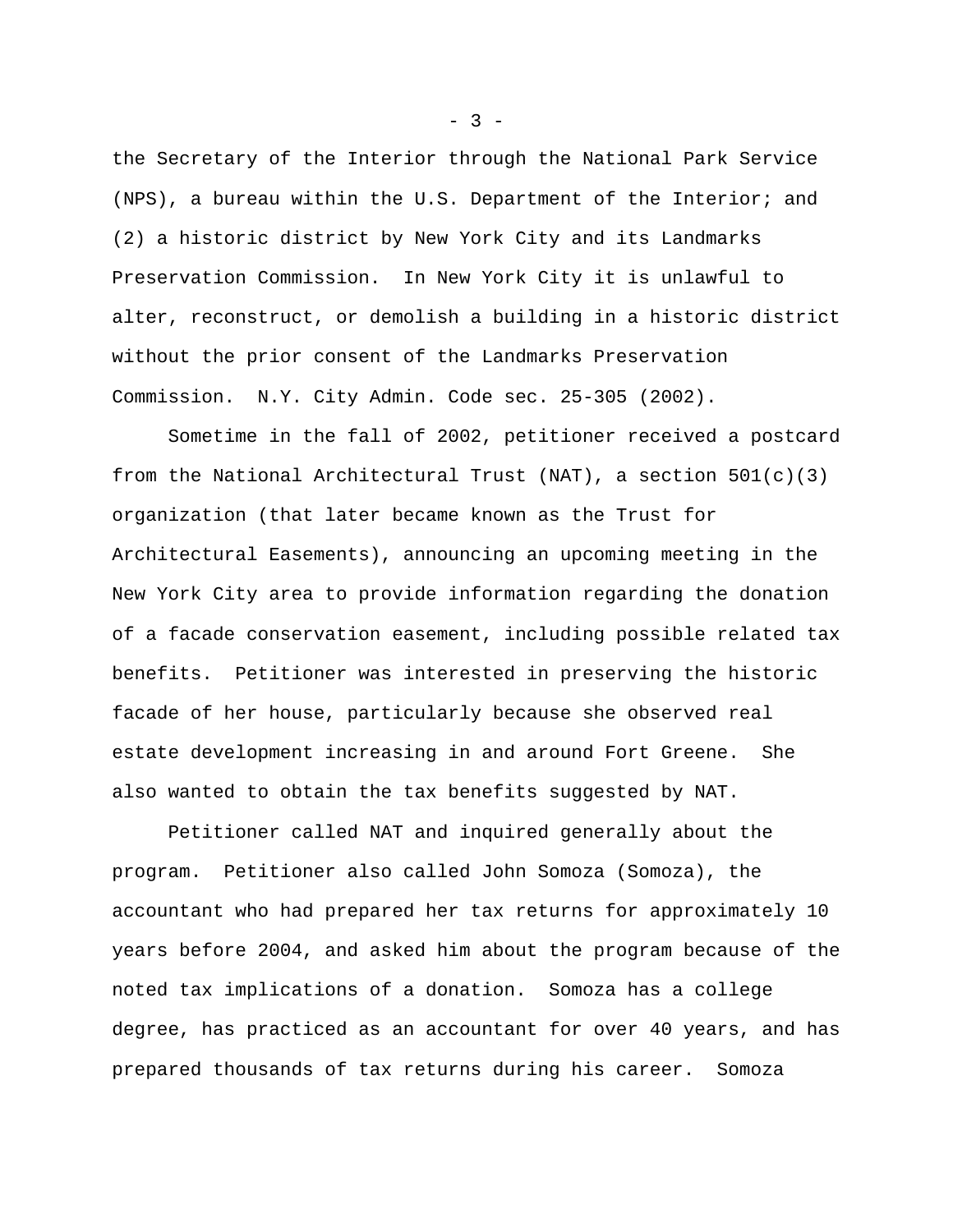the Secretary of the Interior through the National Park Service (NPS), a bureau within the U.S. Department of the Interior; and (2) a historic district by New York City and its Landmarks Preservation Commission. In New York City it is unlawful to alter, reconstruct, or demolish a building in a historic district without the prior consent of the Landmarks Preservation Commission. N.Y. City Admin. Code sec. 25-305 (2002).

Sometime in the fall of 2002, petitioner received a postcard from the National Architectural Trust (NAT), a section 501(c)(3) organization (that later became known as the Trust for Architectural Easements), announcing an upcoming meeting in the New York City area to provide information regarding the donation of a facade conservation easement, including possible related tax benefits. Petitioner was interested in preserving the historic facade of her house, particularly because she observed real estate development increasing in and around Fort Greene. She also wanted to obtain the tax benefits suggested by NAT.

Petitioner called NAT and inquired generally about the program. Petitioner also called John Somoza (Somoza), the accountant who had prepared her tax returns for approximately 10 years before 2004, and asked him about the program because of the noted tax implications of a donation. Somoza has a college degree, has practiced as an accountant for over 40 years, and has prepared thousands of tax returns during his career. Somoza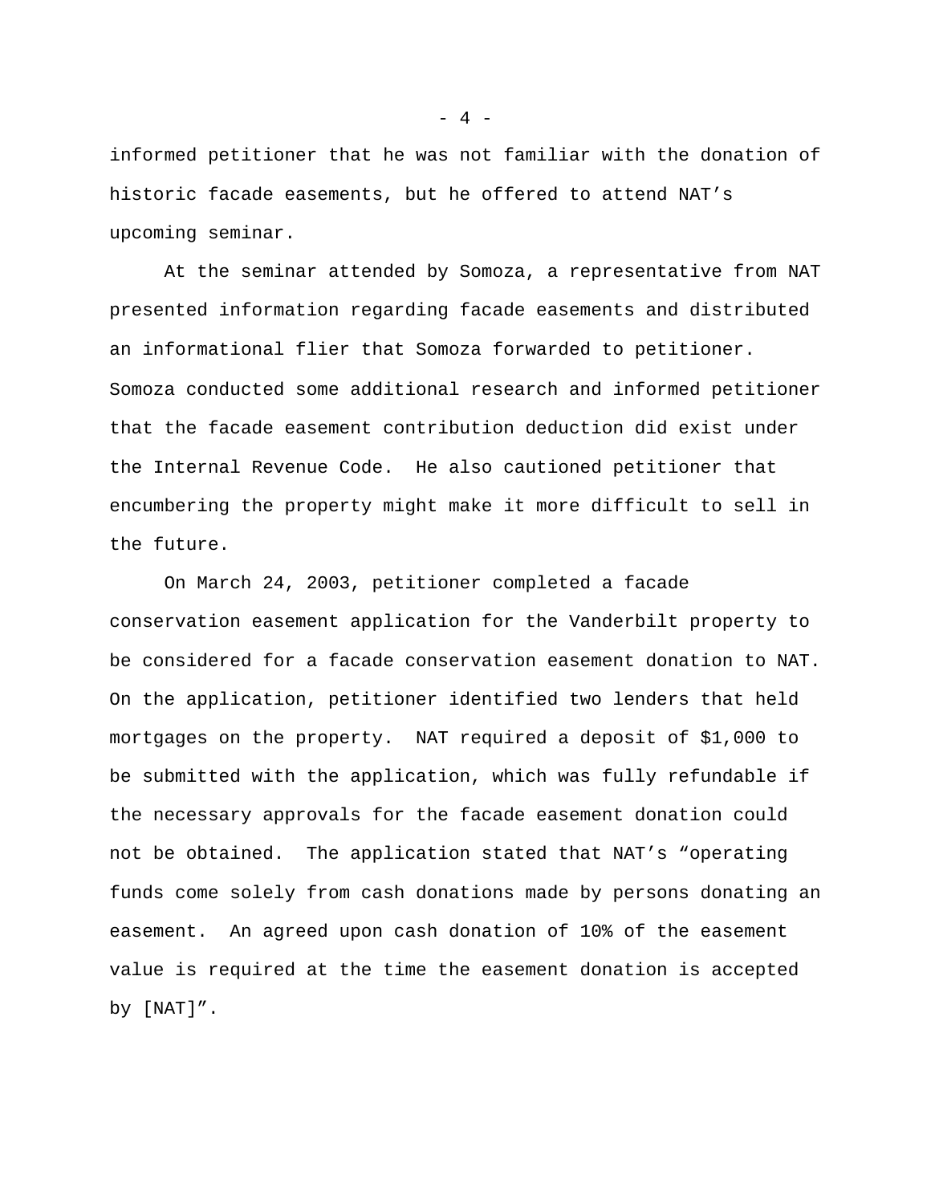informed petitioner that he was not familiar with the donation of historic facade easements, but he offered to attend NAT’s upcoming seminar.

At the seminar attended by Somoza, a representative from NAT presented information regarding facade easements and distributed an informational flier that Somoza forwarded to petitioner. Somoza conducted some additional research and informed petitioner that the facade easement contribution deduction did exist under the Internal Revenue Code. He also cautioned petitioner that encumbering the property might make it more difficult to sell in the future.

On March 24, 2003, petitioner completed a facade conservation easement application for the Vanderbilt property to be considered for a facade conservation easement donation to NAT. On the application, petitioner identified two lenders that held mortgages on the property. NAT required a deposit of $1,000 to be submitted with the application, which was fully refundable if the necessary approvals for the facade easement donation could not be obtained. The application stated that NAT’s “operating funds come solely from cash donations made by persons donating an easement. An agreed upon cash donation of 10% of the easement value is required at the time the easement donation is accepted by [NAT]”.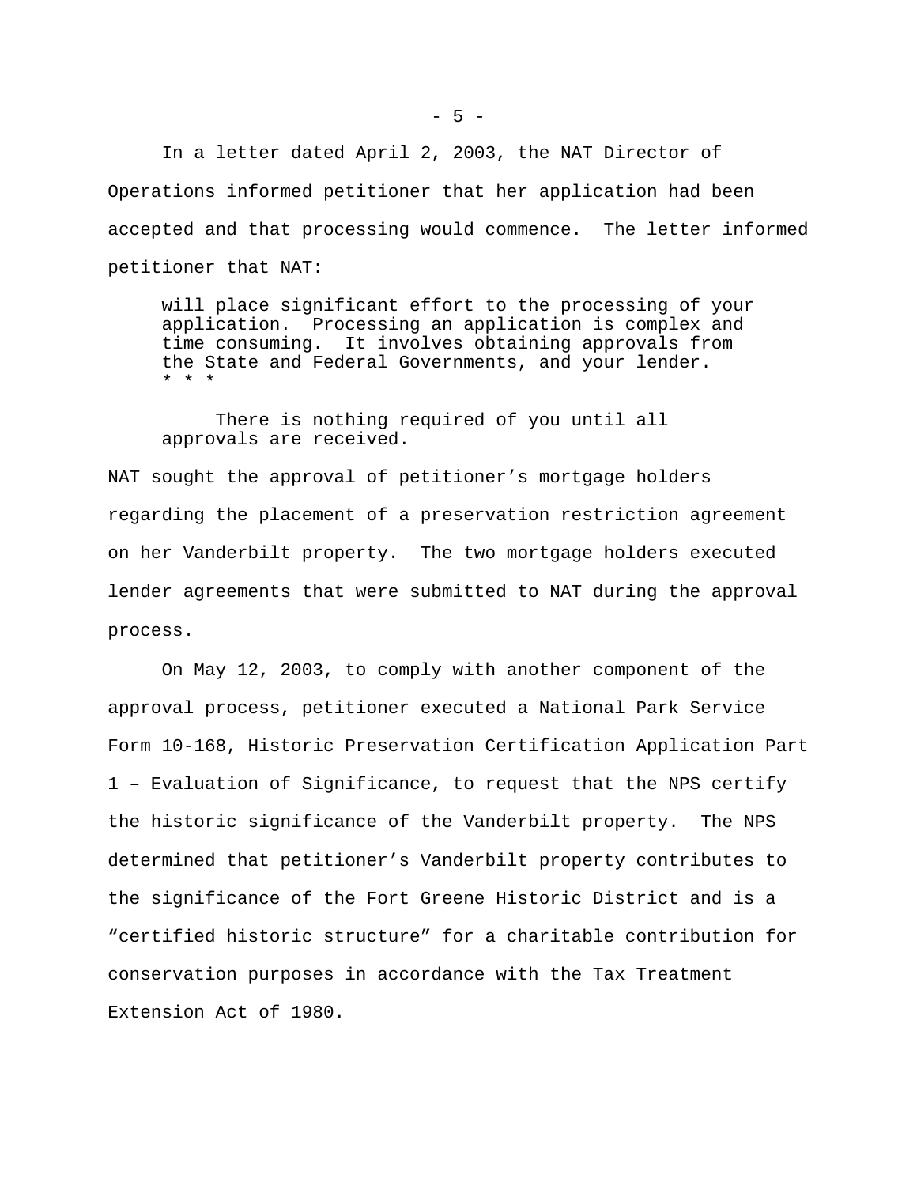In a letter dated April 2, 2003, the NAT Director of Operations informed petitioner that her application had been accepted and that processing would commence. The letter informed petitioner that NAT:

> will place significant effort to the processing of your application. Processing an application is complex and time consuming. It involves obtaining approvals from the State and Federal Governments, and your lender. * * *
>
> There is nothing required of you until all approvals are received.

NAT sought the approval of petitioner's mortgage holders regarding the placement of a preservation restriction agreement on her Vanderbilt property. The two mortgage holders executed lender agreements that were submitted to NAT during the approval process.

On May 12, 2003, to comply with another component of the approval process, petitioner executed a National Park Service Form 10-168, Historic Preservation Certification Application Part 1 – Evaluation of Significance, to request that the NPS certify the historic significance of the Vanderbilt property. The NPS determined that petitioner's Vanderbilt property contributes to the significance of the Fort Greene Historic District and is a "certified historic structure" for a charitable contribution for conservation purposes in accordance with the Tax Treatment Extension Act of 1980.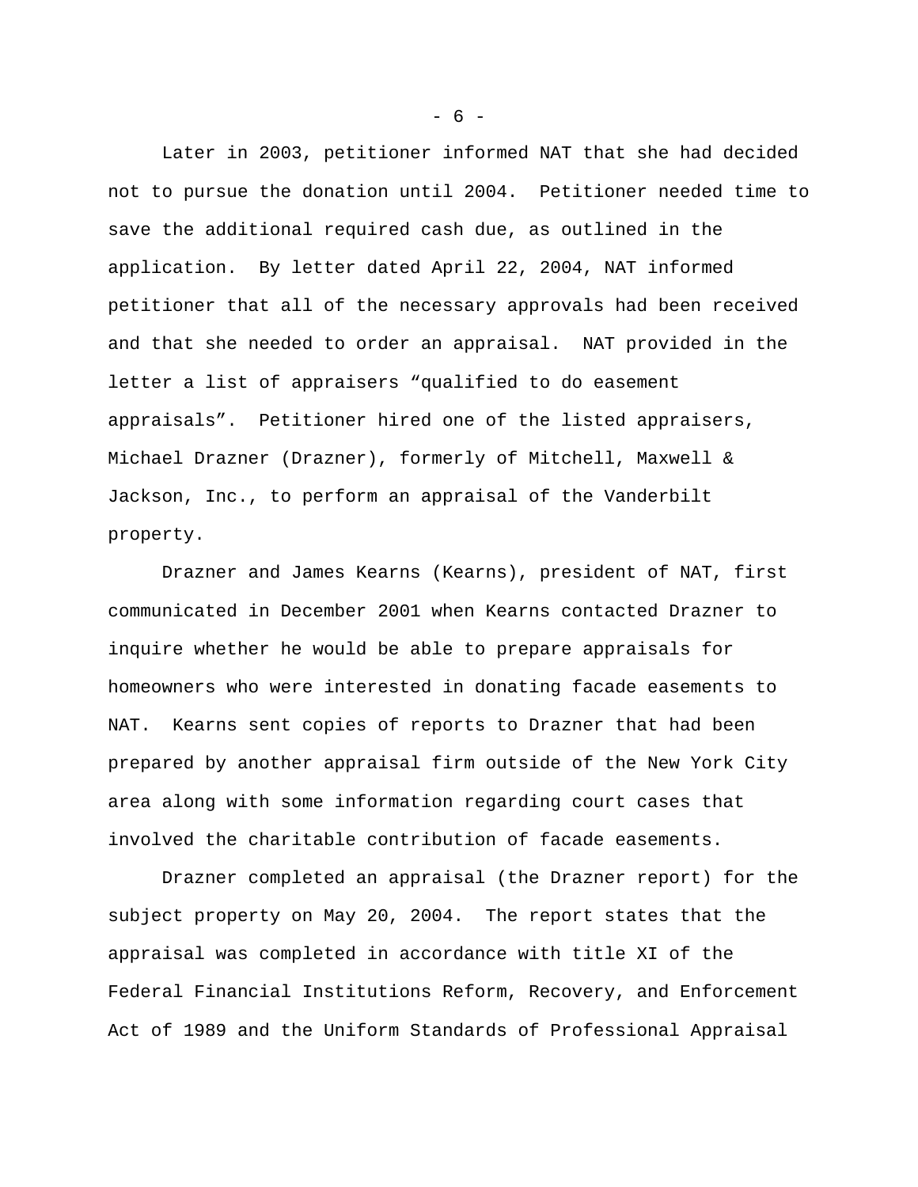Later in 2003, petitioner informed NAT that she had decided not to pursue the donation until 2004. Petitioner needed time to save the additional required cash due, as outlined in the application. By letter dated April 22, 2004, NAT informed petitioner that all of the necessary approvals had been received and that she needed to order an appraisal. NAT provided in the letter a list of appraisers "qualified to do easement appraisals". Petitioner hired one of the listed appraisers, Michael Drazner (Drazner), formerly of Mitchell, Maxwell & Jackson, Inc., to perform an appraisal of the Vanderbilt property.

Drazner and James Kearns (Kearns), president of NAT, first communicated in December 2001 when Kearns contacted Drazner to inquire whether he would be able to prepare appraisals for homeowners who were interested in donating facade easements to NAT. Kearns sent copies of reports to Drazner that had been prepared by another appraisal firm outside of the New York City area along with some information regarding court cases that involved the charitable contribution of facade easements.

Drazner completed an appraisal (the Drazner report) for the subject property on May 20, 2004. The report states that the appraisal was completed in accordance with title XI of the Federal Financial Institutions Reform, Recovery, and Enforcement Act of 1989 and the Uniform Standards of Professional Appraisal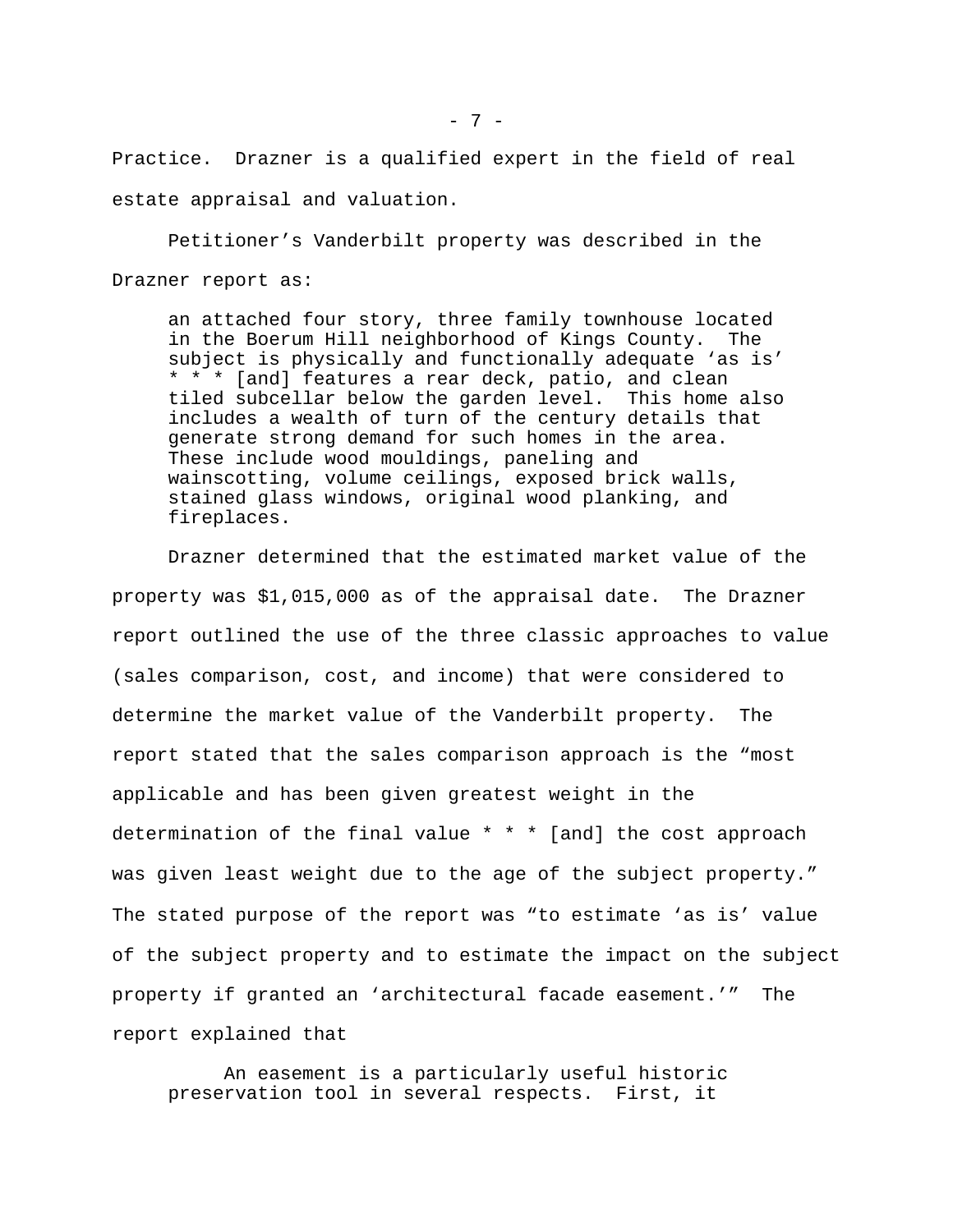Practice. Drazner is a qualified expert in the field of real estate appraisal and valuation.

Petitioner's Vanderbilt property was described in the Drazner report as:

> an attached four story, three family townhouse located in the Boerum Hill neighborhood of Kings County. The subject is physically and functionally adequate 'as is' * * * [and] features a rear deck, patio, and clean tiled subcellar below the garden level. This home also includes a wealth of turn of the century details that generate strong demand for such homes in the area. These include wood mouldings, paneling and wainscotting, volume ceilings, exposed brick walls, stained glass windows, original wood planking, and fireplaces.

Drazner determined that the estimated market value of the property was $1,015,000 as of the appraisal date. The Drazner report outlined the use of the three classic approaches to value (sales comparison, cost, and income) that were considered to determine the market value of the Vanderbilt property. The report stated that the sales comparison approach is the "most applicable and has been given greatest weight in the determination of the final value * * * [and] the cost approach was given least weight due to the age of the subject property." The stated purpose of the report was "to estimate 'as is' value of the subject property and to estimate the impact on the subject property if granted an 'architectural facade easement.'" The report explained that

> An easement is a particularly useful historic preservation tool in several respects. First, it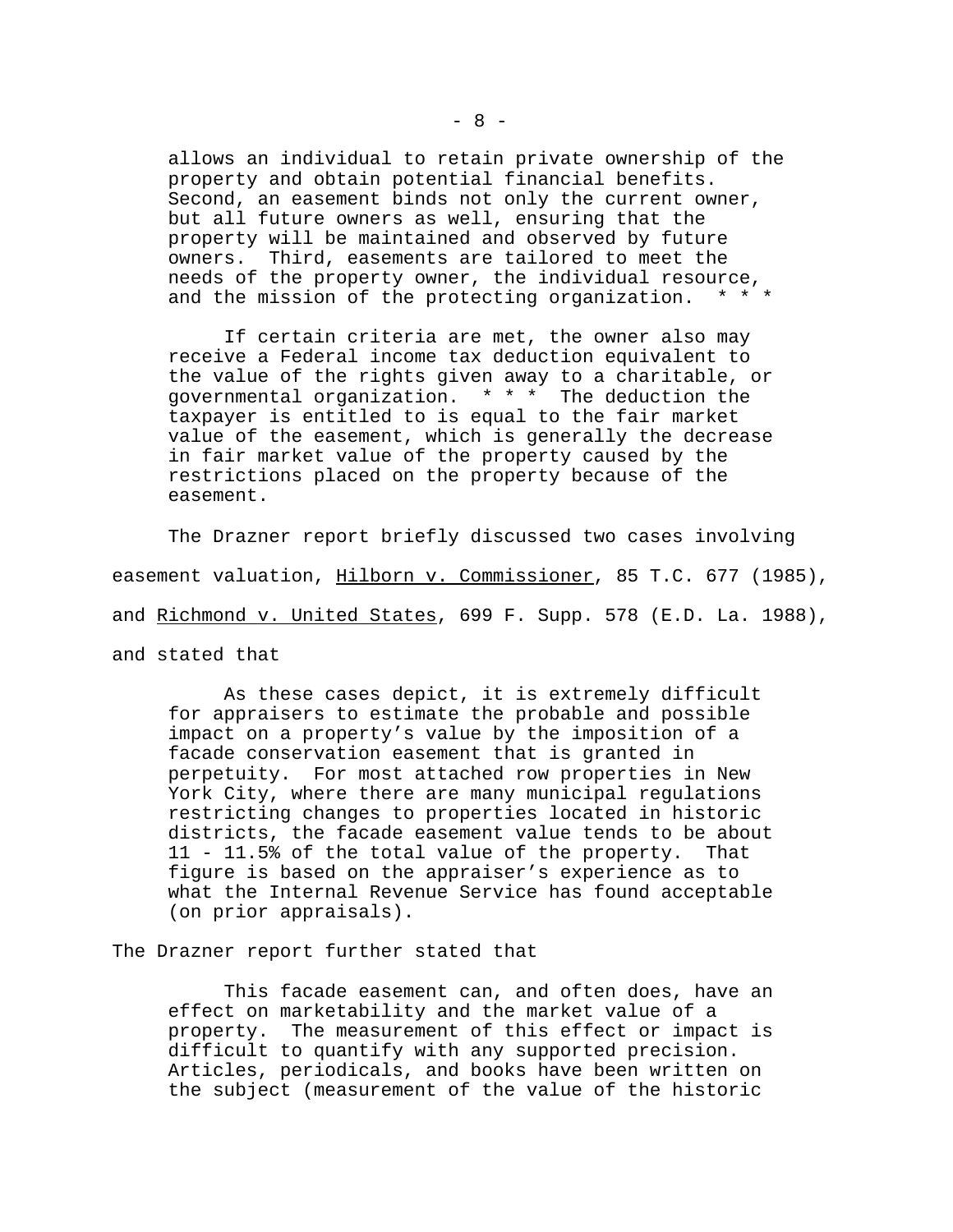> allows an individual to retain private ownership of the property and obtain potential financial benefits. Second, an easement binds not only the current owner, but all future owners as well, ensuring that the property will be maintained and observed by future owners. Third, easements are tailored to meet the needs of the property owner, the individual resource, and the mission of the protecting organization. * * *
>
> If certain criteria are met, the owner also may receive a Federal income tax deduction equivalent to the value of the rights given away to a charitable, or governmental organization. * * * The deduction the taxpayer is entitled to is equal to the fair market value of the easement, which is generally the decrease in fair market value of the property caused by the restrictions placed on the property because of the easement.

The Drazner report briefly discussed two cases involving easement valuation, Hilborn v. Commissioner, 85 T.C. 677 (1985), and Richmond v. United States, 699 F. Supp. 578 (E.D. La. 1988), and stated that

> As these cases depict, it is extremely difficult for appraisers to estimate the probable and possible impact on a property's value by the imposition of a facade conservation easement that is granted in perpetuity. For most attached row properties in New York City, where there are many municipal regulations restricting changes to properties located in historic districts, the facade easement value tends to be about 11 - 11.5% of the total value of the property. That figure is based on the appraiser's experience as to what the Internal Revenue Service has found acceptable (on prior appraisals).

The Drazner report further stated that

> This facade easement can, and often does, have an effect on marketability and the market value of a property. The measurement of this effect or impact is difficult to quantify with any supported precision. Articles, periodicals, and books have been written on the subject (measurement of the value of the historic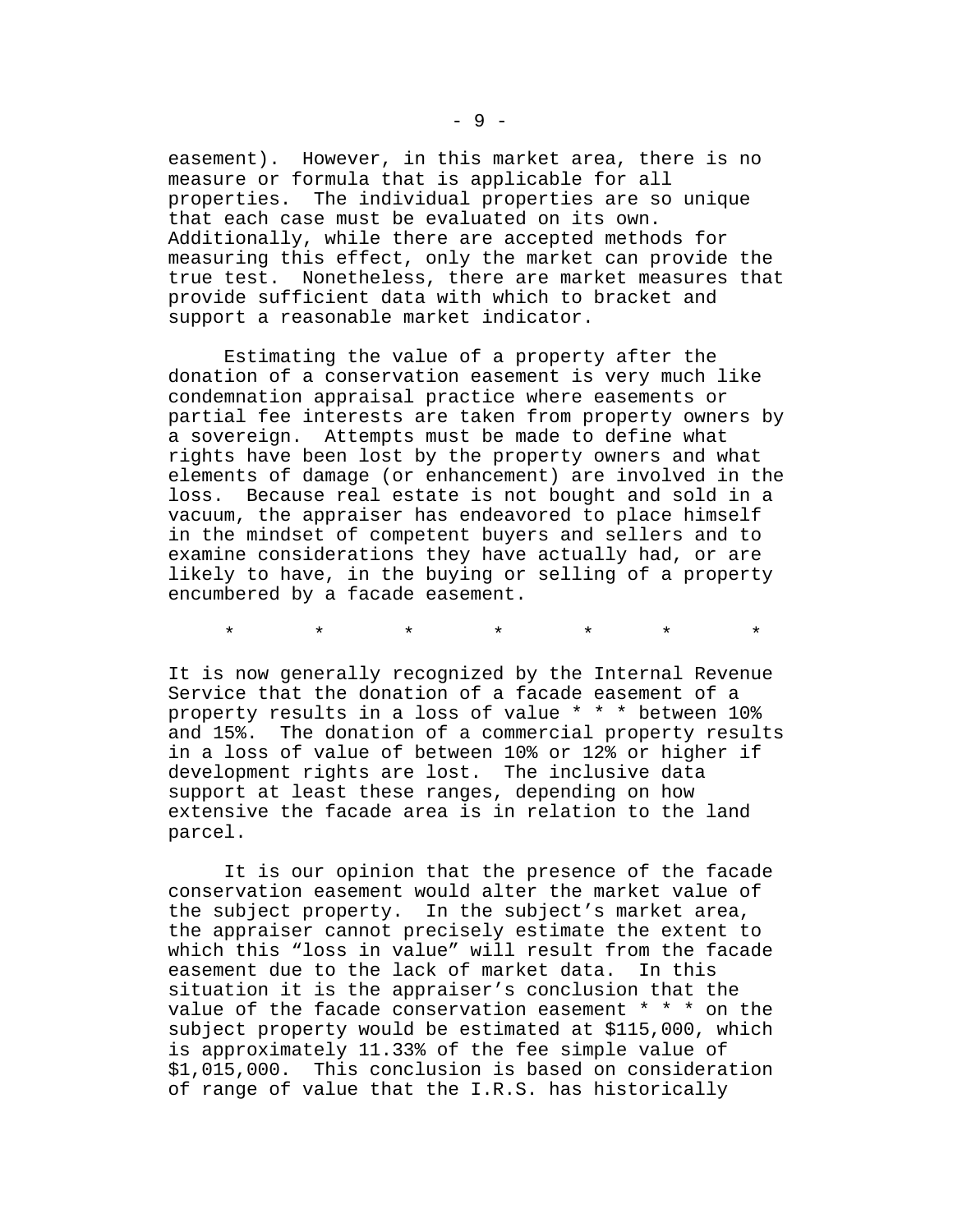easement). However, in this market area, there is no measure or formula that is applicable for all properties. The individual properties are so unique that each case must be evaluated on its own. Additionally, while there are accepted methods for measuring this effect, only the market can provide the true test. Nonetheless, there are market measures that provide sufficient data with which to bracket and support a reasonable market indicator.

Estimating the value of a property after the donation of a conservation easement is very much like condemnation appraisal practice where easements or partial fee interests are taken from property owners by a sovereign. Attempts must be made to define what rights have been lost by the property owners and what elements of damage (or enhancement) are involved in the loss. Because real estate is not bought and sold in a vacuum, the appraiser has endeavored to place himself in the mindset of competent buyers and sellers and to examine considerations they have actually had, or are likely to have, in the buying or selling of a property encumbered by a facade easement.

\* \* \* \* \* \* \*

It is now generally recognized by the Internal Revenue Service that the donation of a facade easement of a property results in a loss of value * * * between 10% and 15%. The donation of a commercial property results in a loss of value of between 10% or 12% or higher if development rights are lost. The inclusive data support at least these ranges, depending on how extensive the facade area is in relation to the land parcel.

It is our opinion that the presence of the facade conservation easement would alter the market value of the subject property. In the subject's market area, the appraiser cannot precisely estimate the extent to which this "loss in value" will result from the facade easement due to the lack of market data. In this situation it is the appraiser's conclusion that the value of the facade conservation easement * * * on the subject property would be estimated at $115,000, which is approximately 11.33% of the fee simple value of $1,015,000. This conclusion is based on consideration of range of value that the I.R.S. has historically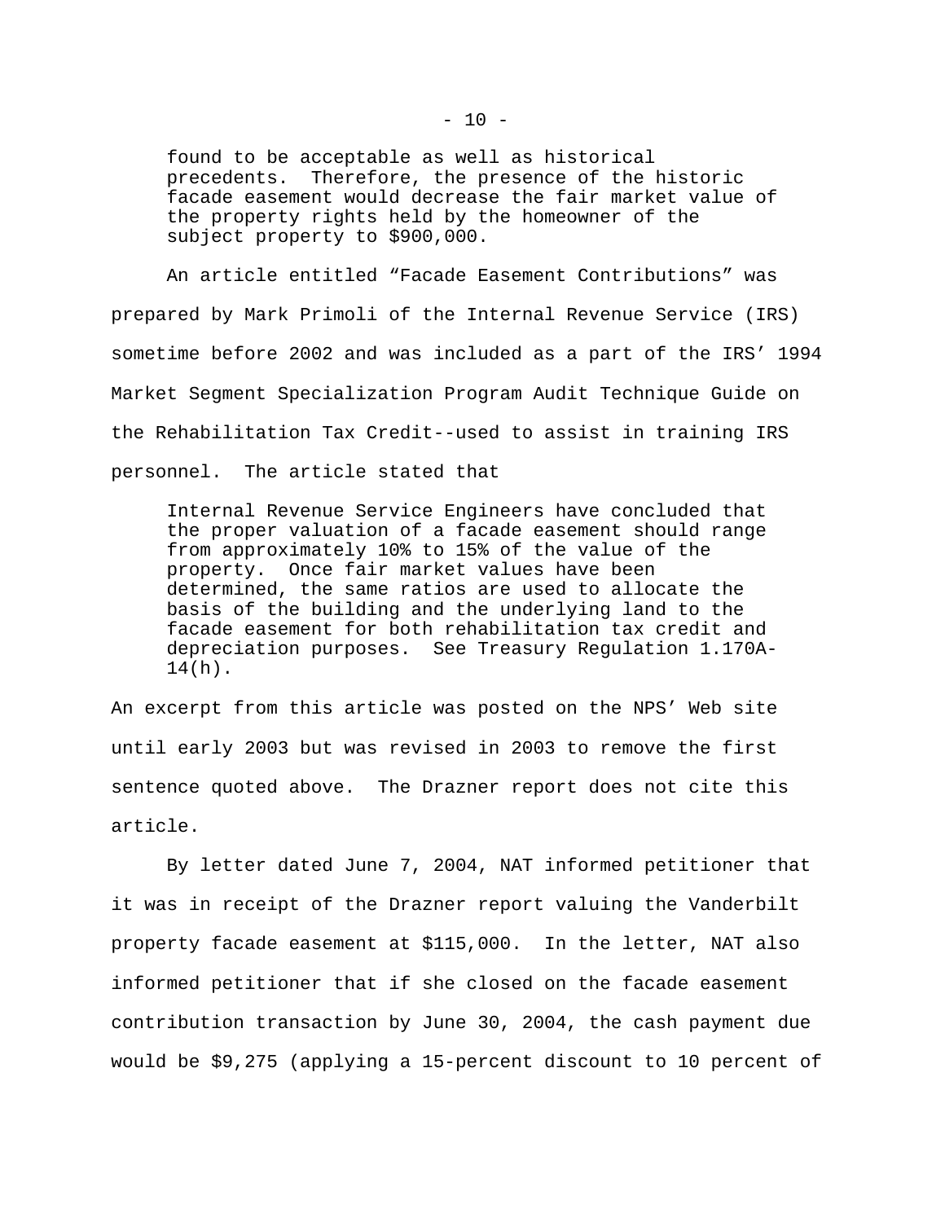> found to be acceptable as well as historical precedents. Therefore, the presence of the historic facade easement would decrease the fair market value of the property rights held by the homeowner of the subject property to $900,000.

An article entitled "Facade Easement Contributions" was prepared by Mark Primoli of the Internal Revenue Service (IRS) sometime before 2002 and was included as a part of the IRS' 1994 Market Segment Specialization Program Audit Technique Guide on the Rehabilitation Tax Credit--used to assist in training IRS personnel. The article stated that

> Internal Revenue Service Engineers have concluded that the proper valuation of a facade easement should range from approximately 10% to 15% of the value of the property. Once fair market values have been determined, the same ratios are used to allocate the basis of the building and the underlying land to the facade easement for both rehabilitation tax credit and depreciation purposes. See Treasury Regulation 1.170A-14(h).

An excerpt from this article was posted on the NPS' Web site until early 2003 but was revised in 2003 to remove the first sentence quoted above. The Drazner report does not cite this article.

By letter dated June 7, 2004, NAT informed petitioner that it was in receipt of the Drazner report valuing the Vanderbilt property facade easement at $115,000. In the letter, NAT also informed petitioner that if she closed on the facade easement contribution transaction by June 30, 2004, the cash payment due would be $9,275 (applying a 15-percent discount to 10 percent of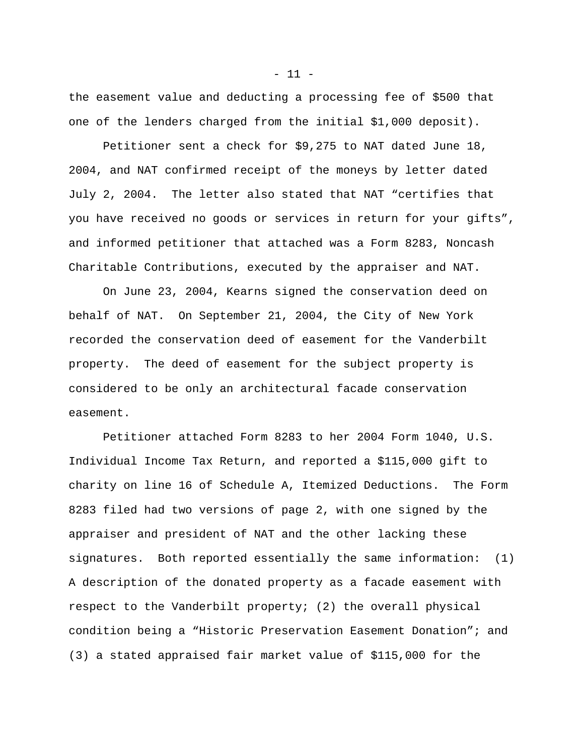the easement value and deducting a processing fee of $500 that one of the lenders charged from the initial $1,000 deposit).

Petitioner sent a check for $9,275 to NAT dated June 18, 2004, and NAT confirmed receipt of the moneys by letter dated July 2, 2004. The letter also stated that NAT "certifies that you have received no goods or services in return for your gifts", and informed petitioner that attached was a Form 8283, Noncash Charitable Contributions, executed by the appraiser and NAT.

On June 23, 2004, Kearns signed the conservation deed on behalf of NAT. On September 21, 2004, the City of New York recorded the conservation deed of easement for the Vanderbilt property. The deed of easement for the subject property is considered to be only an architectural facade conservation easement.

Petitioner attached Form 8283 to her 2004 Form 1040, U.S. Individual Income Tax Return, and reported a $115,000 gift to charity on line 16 of Schedule A, Itemized Deductions. The Form 8283 filed had two versions of page 2, with one signed by the appraiser and president of NAT and the other lacking these signatures. Both reported essentially the same information: (1) A description of the donated property as a facade easement with respect to the Vanderbilt property; (2) the overall physical condition being a "Historic Preservation Easement Donation"; and (3) a stated appraised fair market value of $115,000 for the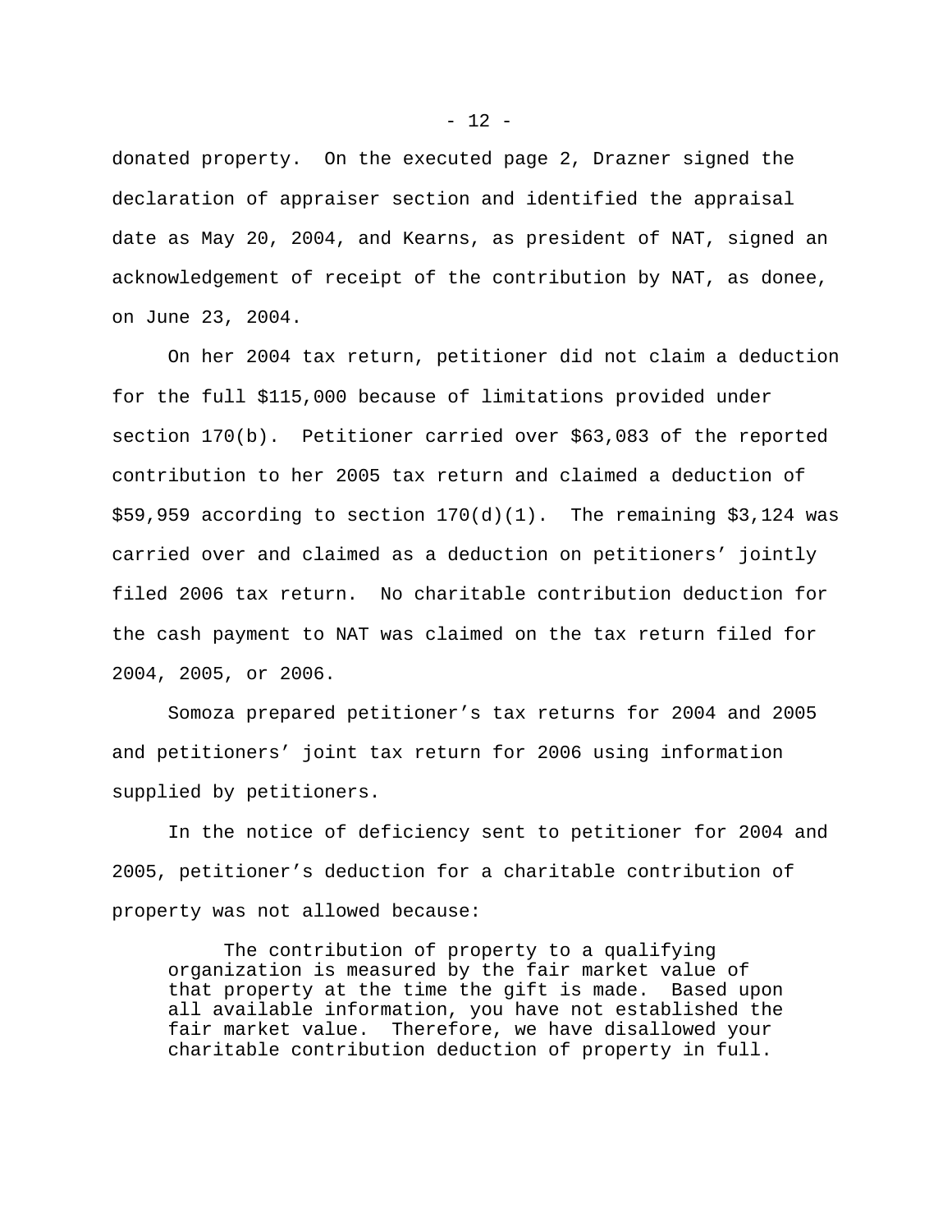donated property. On the executed page 2, Drazner signed the declaration of appraiser section and identified the appraisal date as May 20, 2004, and Kearns, as president of NAT, signed an acknowledgement of receipt of the contribution by NAT, as donee, on June 23, 2004.

On her 2004 tax return, petitioner did not claim a deduction for the full $115,000 because of limitations provided under section 170(b). Petitioner carried over $63,083 of the reported contribution to her 2005 tax return and claimed a deduction of $59,959 according to section 170(d)(1). The remaining $3,124 was carried over and claimed as a deduction on petitioners' jointly filed 2006 tax return. No charitable contribution deduction for the cash payment to NAT was claimed on the tax return filed for 2004, 2005, or 2006.

Somoza prepared petitioner's tax returns for 2004 and 2005 and petitioners' joint tax return for 2006 using information supplied by petitioners.

In the notice of deficiency sent to petitioner for 2004 and 2005, petitioner's deduction for a charitable contribution of property was not allowed because:

> The contribution of property to a qualifying organization is measured by the fair market value of that property at the time the gift is made. Based upon all available information, you have not established the fair market value. Therefore, we have disallowed your charitable contribution deduction of property in full.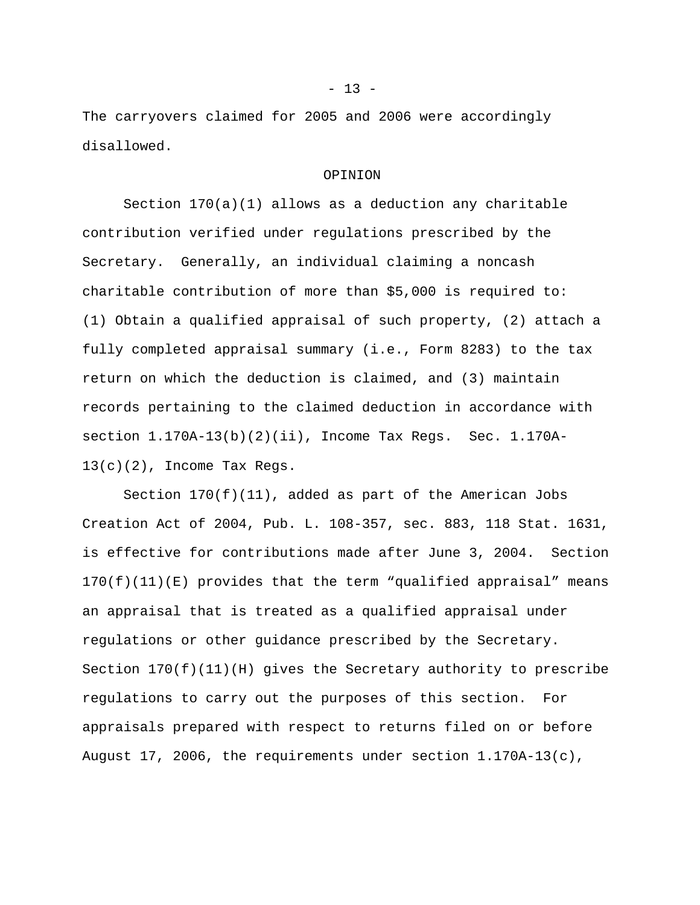The carryovers claimed for 2005 and 2006 were accordingly disallowed.

OPINION

Section 170(a)(1) allows as a deduction any charitable contribution verified under regulations prescribed by the Secretary. Generally, an individual claiming a noncash charitable contribution of more than $5,000 is required to: (1) Obtain a qualified appraisal of such property, (2) attach a fully completed appraisal summary (i.e., Form 8283) to the tax return on which the deduction is claimed, and (3) maintain records pertaining to the claimed deduction in accordance with section 1.170A-13(b)(2)(ii), Income Tax Regs. Sec. 1.170A-13(c)(2), Income Tax Regs.

Section 170(f)(11), added as part of the American Jobs Creation Act of 2004, Pub. L. 108-357, sec. 883, 118 Stat. 1631, is effective for contributions made after June 3, 2004. Section 170(f)(11)(E) provides that the term “qualified appraisal” means an appraisal that is treated as a qualified appraisal under regulations or other guidance prescribed by the Secretary. Section 170(f)(11)(H) gives the Secretary authority to prescribe regulations to carry out the purposes of this section. For appraisals prepared with respect to returns filed on or before August 17, 2006, the requirements under section 1.170A-13(c),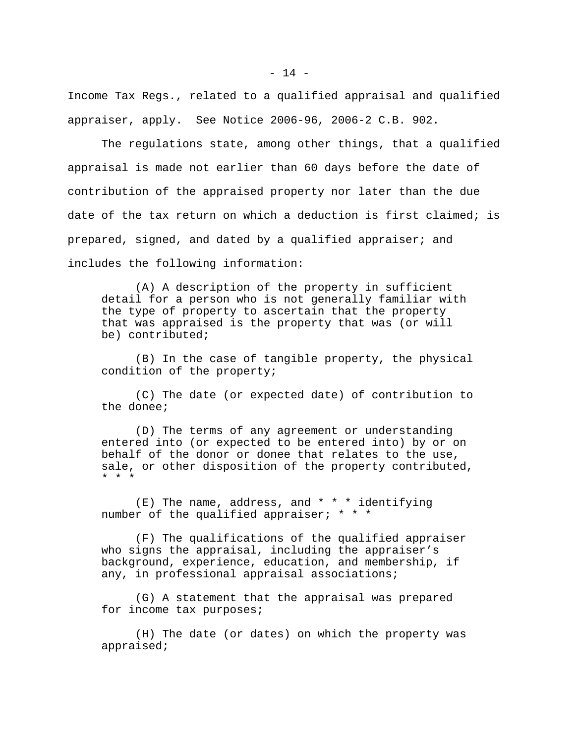Income Tax Regs., related to a qualified appraisal and qualified appraiser, apply. See Notice 2006-96, 2006-2 C.B. 902.

The regulations state, among other things, that a qualified appraisal is made not earlier than 60 days before the date of contribution of the appraised property nor later than the due date of the tax return on which a deduction is first claimed; is prepared, signed, and dated by a qualified appraiser; and includes the following information:

> (A) A description of the property in sufficient detail for a person who is not generally familiar with the type of property to ascertain that the property that was appraised is the property that was (or will be) contributed;
>
> (B) In the case of tangible property, the physical condition of the property;
>
> (C) The date (or expected date) of contribution to the donee;
>
> (D) The terms of any agreement or understanding entered into (or expected to be entered into) by or on behalf of the donor or donee that relates to the use, sale, or other disposition of the property contributed, * * *
>
> (E) The name, address, and * * * identifying number of the qualified appraiser; * * *
>
> (F) The qualifications of the qualified appraiser who signs the appraisal, including the appraiser's background, experience, education, and membership, if any, in professional appraisal associations;
>
> (G) A statement that the appraisal was prepared for income tax purposes;
>
> (H) The date (or dates) on which the property was appraised;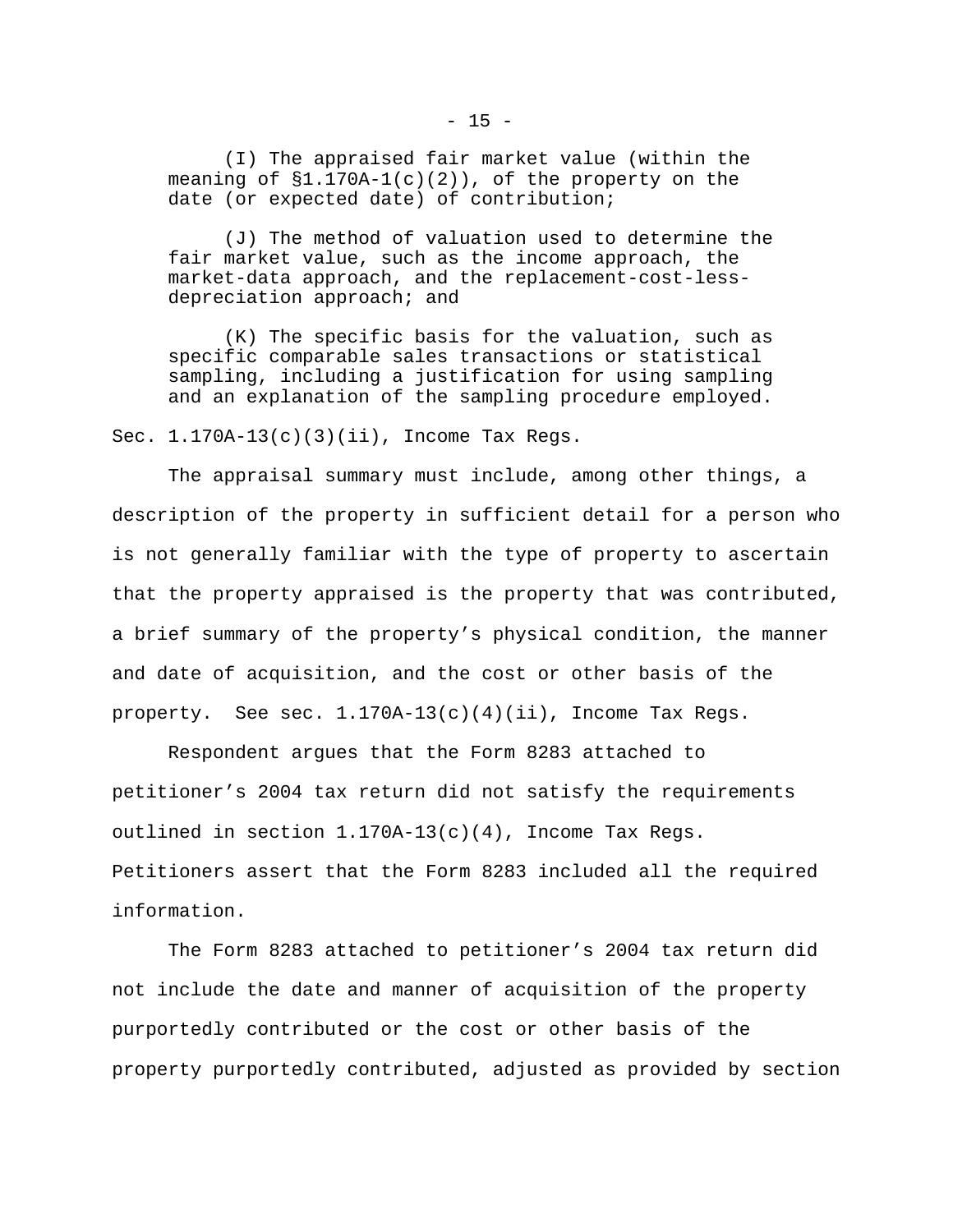> (I) The appraised fair market value (within the meaning of §1.170A-1(c)(2)), of the property on the date (or expected date) of contribution;
>
> (J) The method of valuation used to determine the fair market value, such as the income approach, the market-data approach, and the replacement-cost-less-depreciation approach; and
>
> (K) The specific basis for the valuation, such as specific comparable sales transactions or statistical sampling, including a justification for using sampling and an explanation of the sampling procedure employed.

Sec. 1.170A-13(c)(3)(ii), Income Tax Regs.

The appraisal summary must include, among other things, a description of the property in sufficient detail for a person who is not generally familiar with the type of property to ascertain that the property appraised is the property that was contributed, a brief summary of the property's physical condition, the manner and date of acquisition, and the cost or other basis of the property. See sec. 1.170A-13(c)(4)(ii), Income Tax Regs.

Respondent argues that the Form 8283 attached to petitioner's 2004 tax return did not satisfy the requirements outlined in section 1.170A-13(c)(4), Income Tax Regs. Petitioners assert that the Form 8283 included all the required information.

The Form 8283 attached to petitioner's 2004 tax return did not include the date and manner of acquisition of the property purportedly contributed or the cost or other basis of the property purportedly contributed, adjusted as provided by section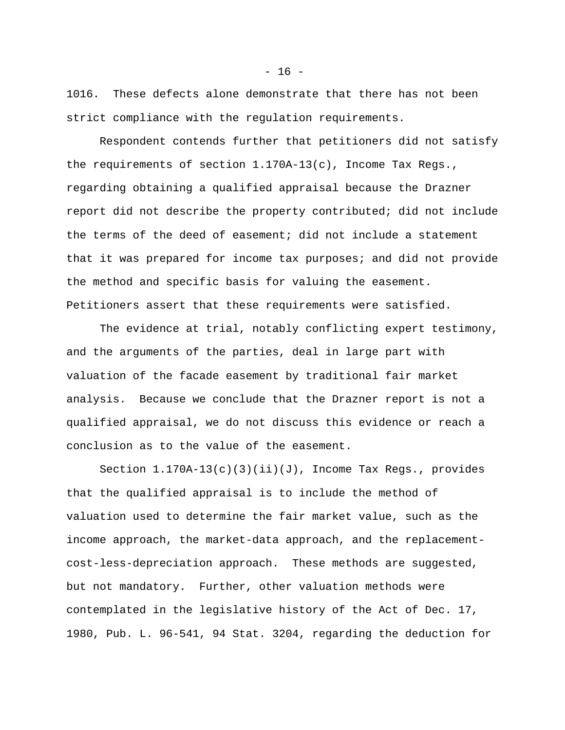1016. These defects alone demonstrate that there has not been strict compliance with the regulation requirements.

Respondent contends further that petitioners did not satisfy the requirements of section 1.170A-13(c), Income Tax Regs., regarding obtaining a qualified appraisal because the Drazner report did not describe the property contributed; did not include the terms of the deed of easement; did not include a statement that it was prepared for income tax purposes; and did not provide the method and specific basis for valuing the easement. Petitioners assert that these requirements were satisfied.

The evidence at trial, notably conflicting expert testimony, and the arguments of the parties, deal in large part with valuation of the facade easement by traditional fair market analysis. Because we conclude that the Drazner report is not a qualified appraisal, we do not discuss this evidence or reach a conclusion as to the value of the easement.

Section 1.170A-13(c)(3)(ii)(J), Income Tax Regs., provides that the qualified appraisal is to include the method of valuation used to determine the fair market value, such as the income approach, the market-data approach, and the replacement-cost-less-depreciation approach. These methods are suggested, but not mandatory. Further, other valuation methods were contemplated in the legislative history of the Act of Dec. 17, 1980, Pub. L. 96-541, 94 Stat. 3204, regarding the deduction for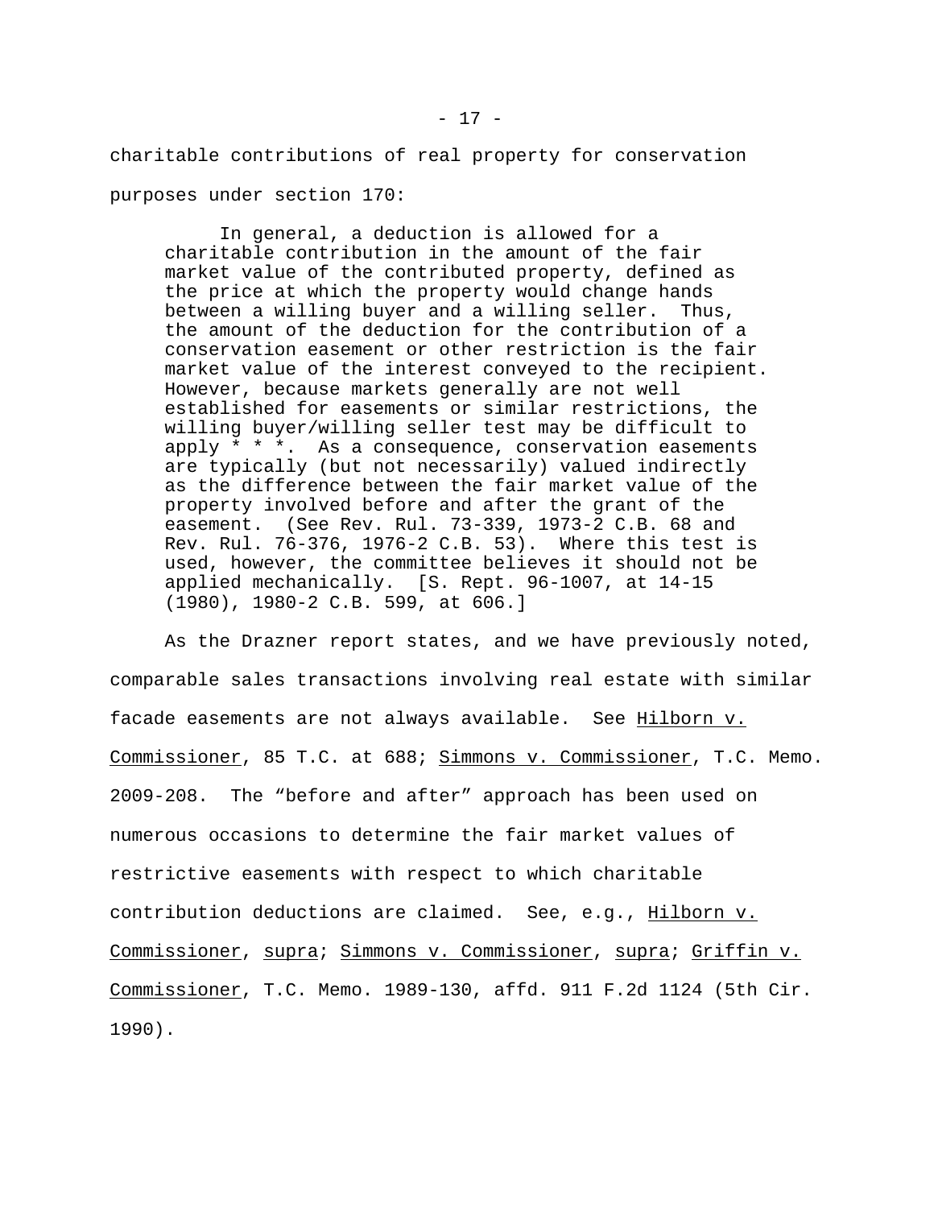charitable contributions of real property for conservation purposes under section 170:

> In general, a deduction is allowed for a charitable contribution in the amount of the fair market value of the contributed property, defined as the price at which the property would change hands between a willing buyer and a willing seller. Thus, the amount of the deduction for the contribution of a conservation easement or other restriction is the fair market value of the interest conveyed to the recipient. However, because markets generally are not well established for easements or similar restrictions, the willing buyer/willing seller test may be difficult to apply * * *. As a consequence, conservation easements are typically (but not necessarily) valued indirectly as the difference between the fair market value of the property involved before and after the grant of the easement. (See Rev. Rul. 73-339, 1973-2 C.B. 68 and Rev. Rul. 76-376, 1976-2 C.B. 53). Where this test is used, however, the committee believes it should not be applied mechanically. [S. Rept. 96-1007, at 14-15 (1980), 1980-2 C.B. 599, at 606.]

As the Drazner report states, and we have previously noted, comparable sales transactions involving real estate with similar facade easements are not always available. See Hilborn v. Commissioner, 85 T.C. at 688; Simmons v. Commissioner, T.C. Memo. 2009-208. The "before and after" approach has been used on numerous occasions to determine the fair market values of restrictive easements with respect to which charitable contribution deductions are claimed. See, e.g., Hilborn v. Commissioner, supra; Simmons v. Commissioner, supra; Griffin v. Commissioner, T.C. Memo. 1989-130, affd. 911 F.2d 1124 (5th Cir. 1990).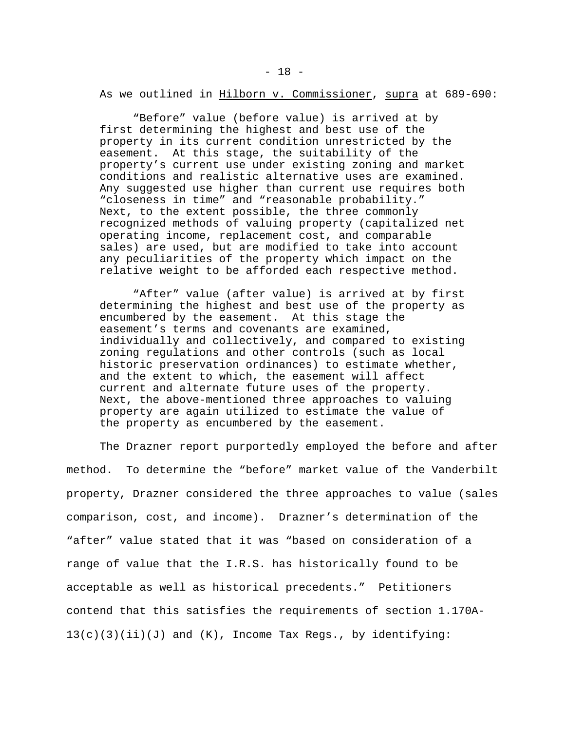As we outlined in Hilborn v. Commissioner, supra at 689-690:

> "Before" value (before value) is arrived at by first determining the highest and best use of the property in its current condition unrestricted by the easement. At this stage, the suitability of the property's current use under existing zoning and market conditions and realistic alternative uses are examined. Any suggested use higher than current use requires both "closeness in time" and "reasonable probability." Next, to the extent possible, the three commonly recognized methods of valuing property (capitalized net operating income, replacement cost, and comparable sales) are used, but are modified to take into account any peculiarities of the property which impact on the relative weight to be afforded each respective method.
>
> "After" value (after value) is arrived at by first determining the highest and best use of the property as encumbered by the easement. At this stage the easement's terms and covenants are examined, individually and collectively, and compared to existing zoning regulations and other controls (such as local historic preservation ordinances) to estimate whether, and the extent to which, the easement will affect current and alternate future uses of the property. Next, the above-mentioned three approaches to valuing property are again utilized to estimate the value of the property as encumbered by the easement.

The Drazner report purportedly employed the before and after method. To determine the "before" market value of the Vanderbilt property, Drazner considered the three approaches to value (sales comparison, cost, and income). Drazner's determination of the "after" value stated that it was "based on consideration of a range of value that the I.R.S. has historically found to be acceptable as well as historical precedents." Petitioners contend that this satisfies the requirements of section 1.170A-13(c)(3)(ii)(J) and (K), Income Tax Regs., by identifying: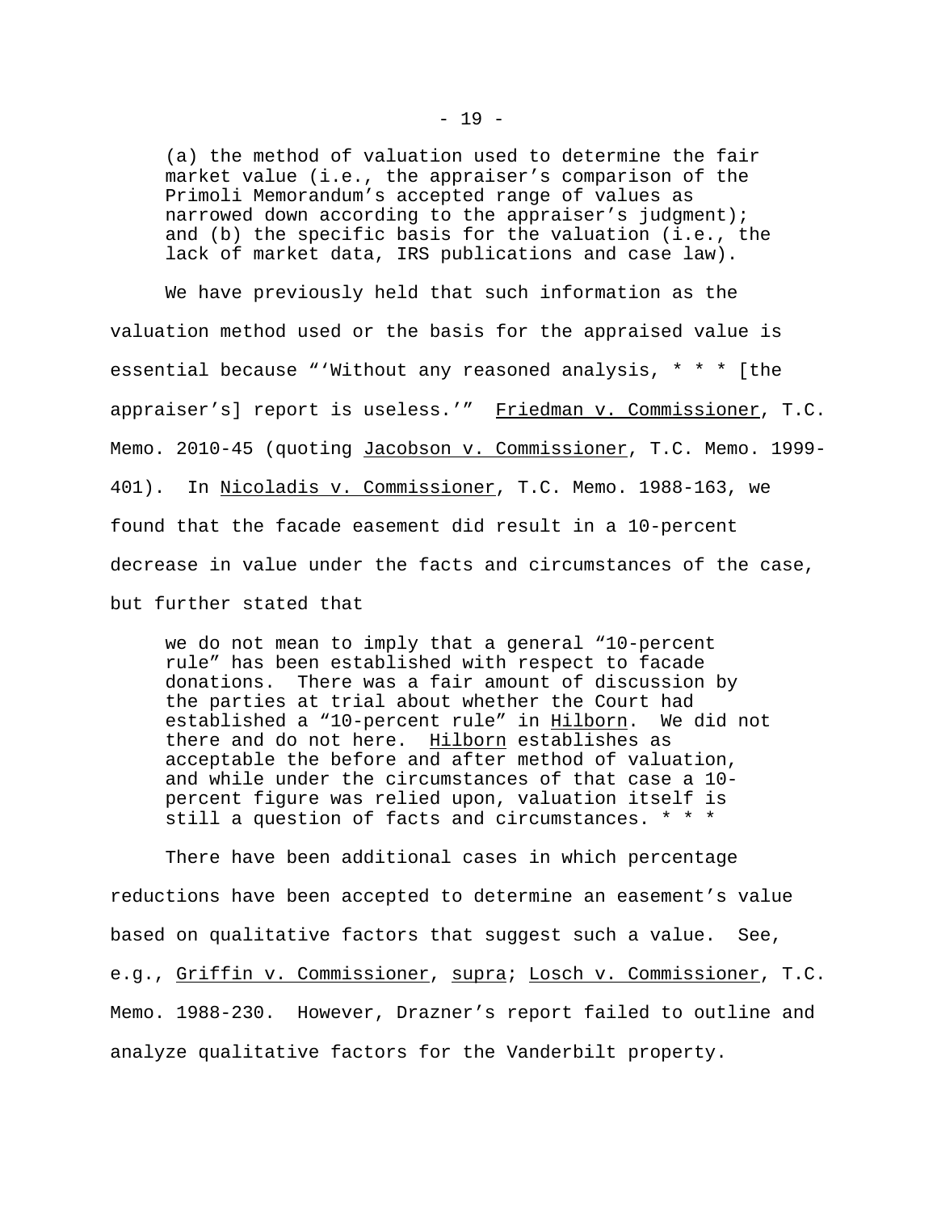> (a) the method of valuation used to determine the fair market value (i.e., the appraiser's comparison of the Primoli Memorandum's accepted range of values as narrowed down according to the appraiser's judgment); and (b) the specific basis for the valuation (i.e., the lack of market data, IRS publications and case law).

We have previously held that such information as the valuation method used or the basis for the appraised value is essential because "'Without any reasoned analysis, * * * [the appraiser's] report is useless.'" Friedman v. Commissioner, T.C. Memo. 2010-45 (quoting Jacobson v. Commissioner, T.C. Memo. 1999-401). In Nicoladis v. Commissioner, T.C. Memo. 1988-163, we found that the facade easement did result in a 10-percent decrease in value under the facts and circumstances of the case, but further stated that

> we do not mean to imply that a general "10-percent rule" has been established with respect to facade donations. There was a fair amount of discussion by the parties at trial about whether the Court had established a "10-percent rule" in Hilborn. We did not there and do not here. Hilborn establishes as acceptable the before and after method of valuation, and while under the circumstances of that case a 10-percent figure was relied upon, valuation itself is still a question of facts and circumstances. * * *

There have been additional cases in which percentage reductions have been accepted to determine an easement's value based on qualitative factors that suggest such a value. See, e.g., Griffin v. Commissioner, supra; Losch v. Commissioner, T.C. Memo. 1988-230. However, Drazner's report failed to outline and analyze qualitative factors for the Vanderbilt property.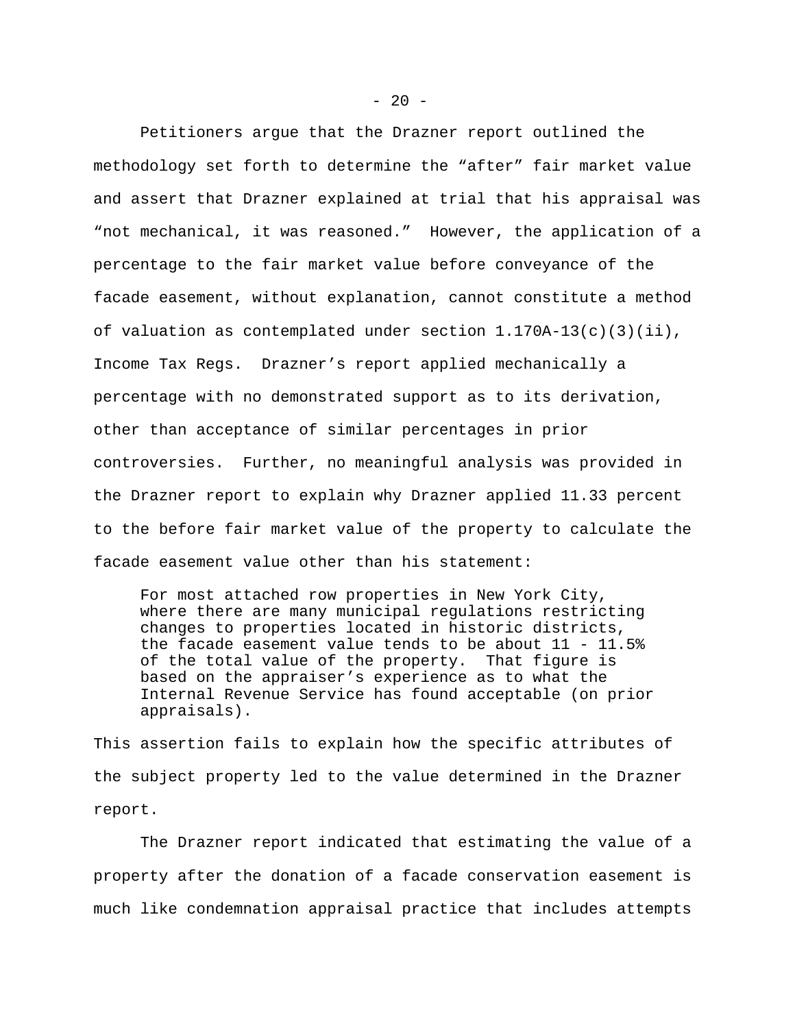Petitioners argue that the Drazner report outlined the methodology set forth to determine the "after" fair market value and assert that Drazner explained at trial that his appraisal was "not mechanical, it was reasoned." However, the application of a percentage to the fair market value before conveyance of the facade easement, without explanation, cannot constitute a method of valuation as contemplated under section 1.170A-13(c)(3)(ii), Income Tax Regs. Drazner's report applied mechanically a percentage with no demonstrated support as to its derivation, other than acceptance of similar percentages in prior controversies. Further, no meaningful analysis was provided in the Drazner report to explain why Drazner applied 11.33 percent to the before fair market value of the property to calculate the facade easement value other than his statement:

> For most attached row properties in New York City, where there are many municipal regulations restricting changes to properties located in historic districts, the facade easement value tends to be about 11 - 11.5% of the total value of the property. That figure is based on the appraiser's experience as to what the Internal Revenue Service has found acceptable (on prior appraisals).

This assertion fails to explain how the specific attributes of the subject property led to the value determined in the Drazner report.

The Drazner report indicated that estimating the value of a property after the donation of a facade conservation easement is much like condemnation appraisal practice that includes attempts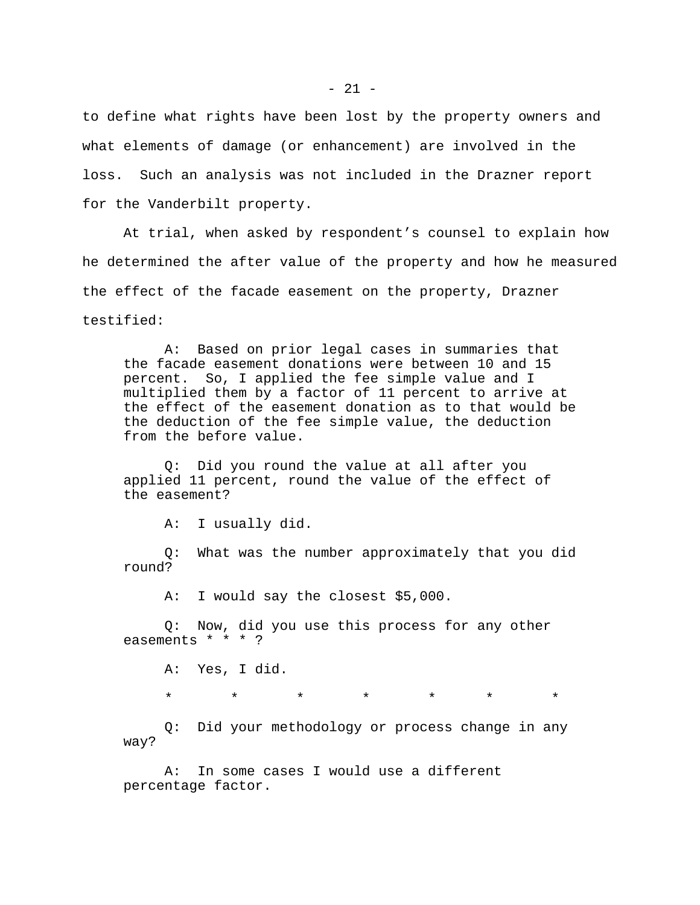to define what rights have been lost by the property owners and what elements of damage (or enhancement) are involved in the loss. Such an analysis was not included in the Drazner report for the Vanderbilt property.

At trial, when asked by respondent's counsel to explain how he determined the after value of the property and how he measured the effect of the facade easement on the property, Drazner testified:

> A: Based on prior legal cases in summaries that the facade easement donations were between 10 and 15 percent. So, I applied the fee simple value and I multiplied them by a factor of 11 percent to arrive at the effect of the easement donation as to that would be the deduction of the fee simple value, the deduction from the before value.
>
> Q: Did you round the value at all after you applied 11 percent, round the value of the effect of the easement?
>
> A: I usually did.
>
> Q: What was the number approximately that you did round?
>
> A: I would say the closest $5,000.
>
> Q: Now, did you use this process for any other easements * * * ?
>
> A: Yes, I did.
>
> \* \* \* \* \* \* \*
>
> Q: Did your methodology or process change in any way?
>
> A: In some cases I would use a different percentage factor.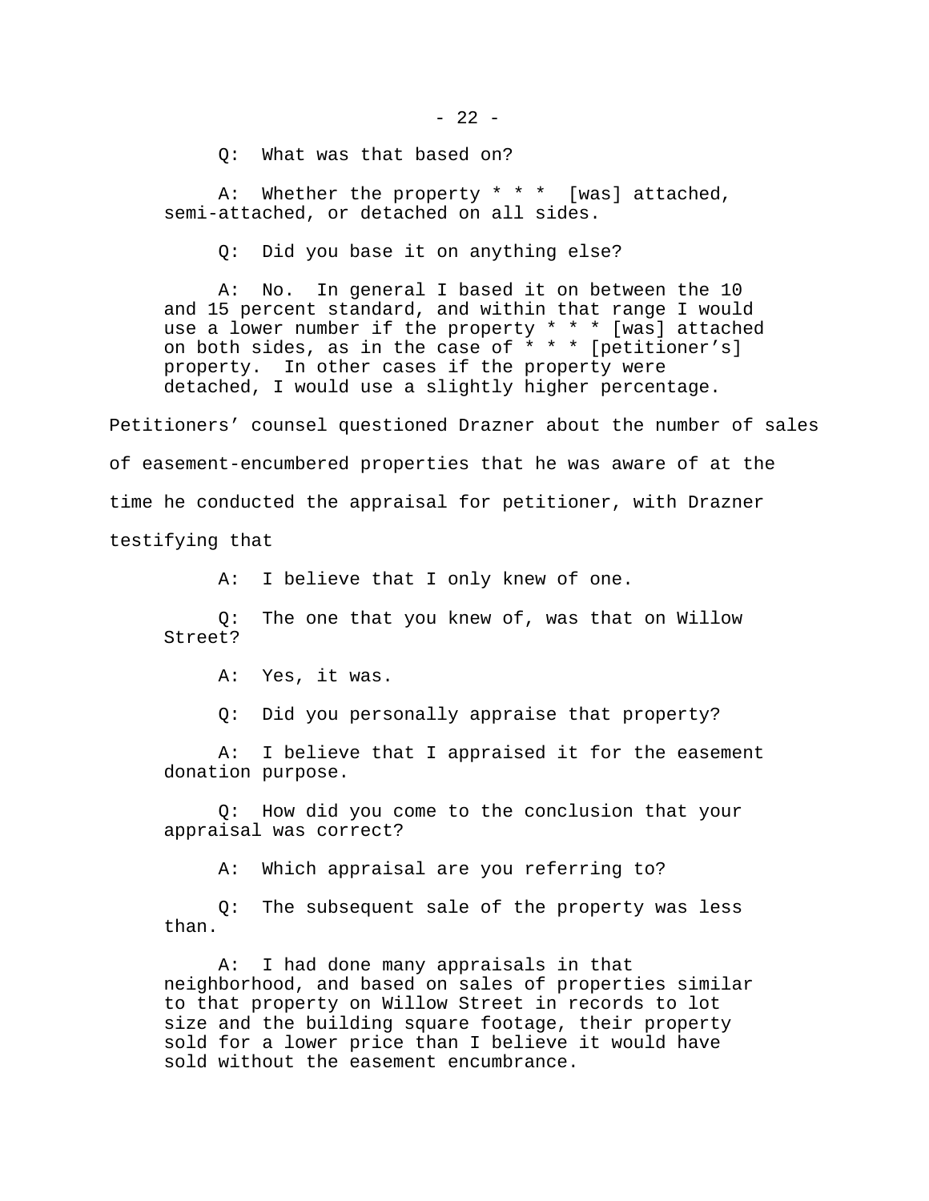Q: What was that based on?

A: Whether the property * * * [was] attached, semi-attached, or detached on all sides.

Q: Did you base it on anything else?

A: No. In general I based it on between the 10 and 15 percent standard, and within that range I would use a lower number if the property * * * [was] attached on both sides, as in the case of * * * [petitioner's] property. In other cases if the property were detached, I would use a slightly higher percentage.

Petitioners' counsel questioned Drazner about the number of sales of easement-encumbered properties that he was aware of at the time he conducted the appraisal for petitioner, with Drazner testifying that

A: I believe that I only knew of one.

Q: The one that you knew of, was that on Willow Street?

A: Yes, it was.

Q: Did you personally appraise that property?

A: I believe that I appraised it for the easement donation purpose.

Q: How did you come to the conclusion that your appraisal was correct?

A: Which appraisal are you referring to?

Q: The subsequent sale of the property was less than.

A: I had done many appraisals in that neighborhood, and based on sales of properties similar to that property on Willow Street in records to lot size and the building square footage, their property sold for a lower price than I believe it would have sold without the easement encumbrance.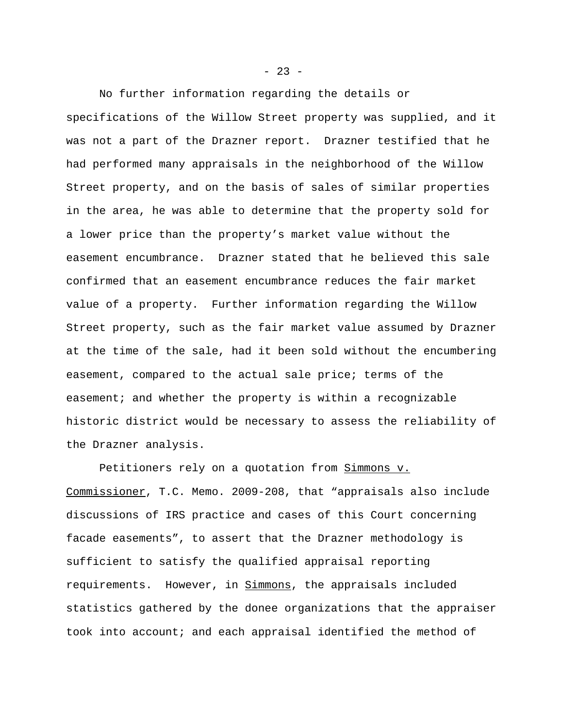No further information regarding the details or specifications of the Willow Street property was supplied, and it was not a part of the Drazner report. Drazner testified that he had performed many appraisals in the neighborhood of the Willow Street property, and on the basis of sales of similar properties in the area, he was able to determine that the property sold for a lower price than the property's market value without the easement encumbrance. Drazner stated that he believed this sale confirmed that an easement encumbrance reduces the fair market value of a property. Further information regarding the Willow Street property, such as the fair market value assumed by Drazner at the time of the sale, had it been sold without the encumbering easement, compared to the actual sale price; terms of the easement; and whether the property is within a recognizable historic district would be necessary to assess the reliability of the Drazner analysis.

Petitioners rely on a quotation from Simmons v. Commissioner, T.C. Memo. 2009-208, that "appraisals also include discussions of IRS practice and cases of this Court concerning facade easements", to assert that the Drazner methodology is sufficient to satisfy the qualified appraisal reporting requirements. However, in Simmons, the appraisals included statistics gathered by the donee organizations that the appraiser took into account; and each appraisal identified the method of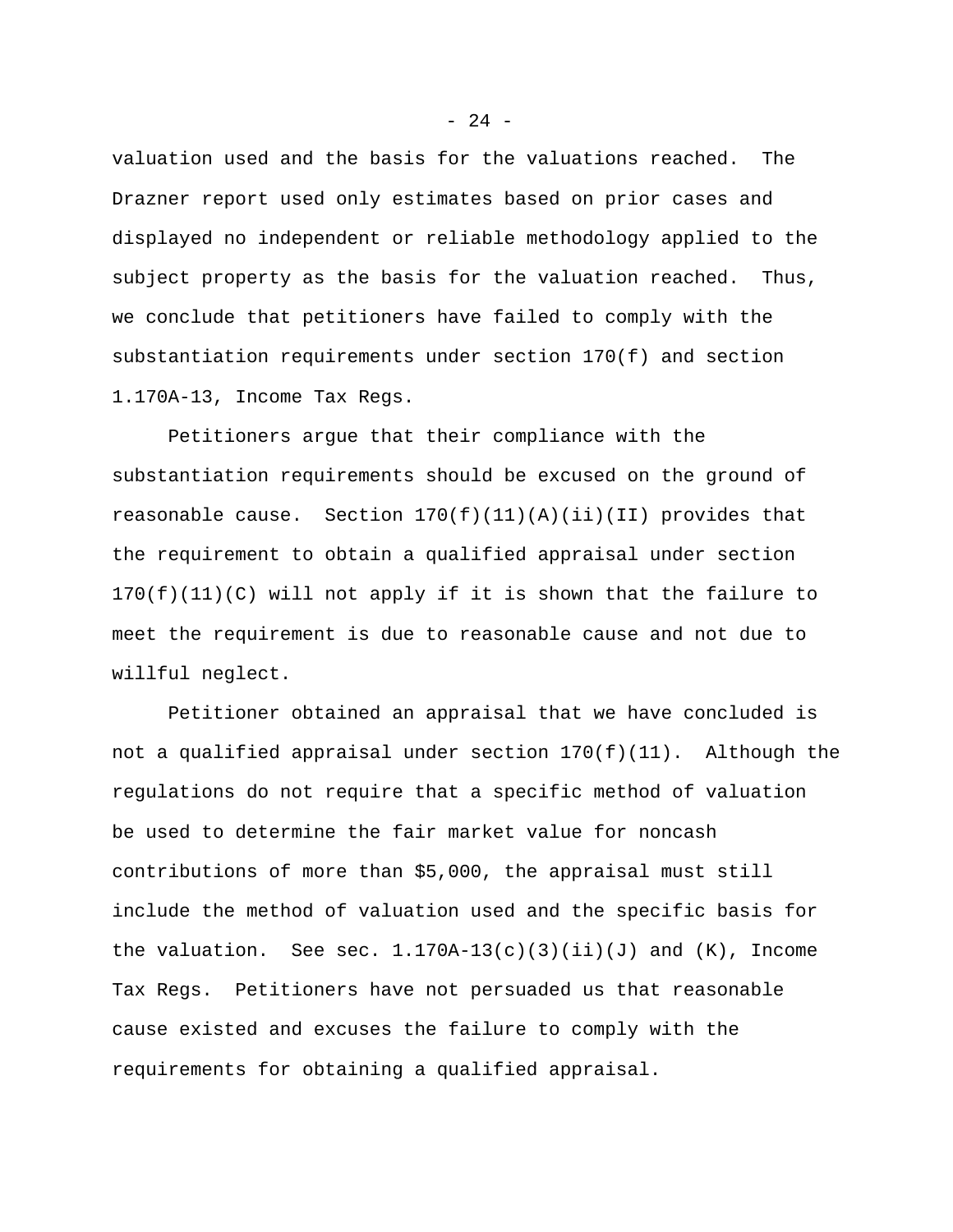valuation used and the basis for the valuations reached. The Drazner report used only estimates based on prior cases and displayed no independent or reliable methodology applied to the subject property as the basis for the valuation reached. Thus, we conclude that petitioners have failed to comply with the substantiation requirements under section 170(f) and section 1.170A-13, Income Tax Regs.

Petitioners argue that their compliance with the substantiation requirements should be excused on the ground of reasonable cause. Section 170(f)(11)(A)(ii)(II) provides that the requirement to obtain a qualified appraisal under section 170(f)(11)(C) will not apply if it is shown that the failure to meet the requirement is due to reasonable cause and not due to willful neglect.

Petitioner obtained an appraisal that we have concluded is not a qualified appraisal under section 170(f)(11). Although the regulations do not require that a specific method of valuation be used to determine the fair market value for noncash contributions of more than $5,000, the appraisal must still include the method of valuation used and the specific basis for the valuation. See sec. 1.170A-13(c)(3)(ii)(J) and (K), Income Tax Regs. Petitioners have not persuaded us that reasonable cause existed and excuses the failure to comply with the requirements for obtaining a qualified appraisal.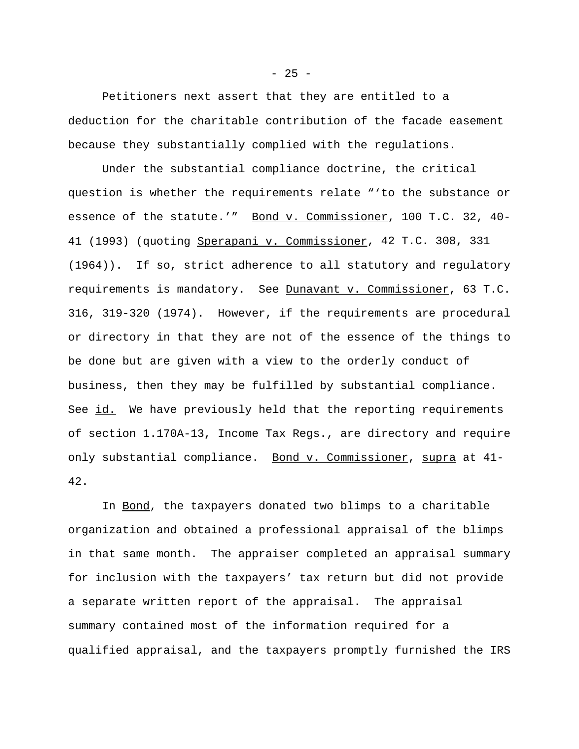Petitioners next assert that they are entitled to a deduction for the charitable contribution of the facade easement because they substantially complied with the regulations.

Under the substantial compliance doctrine, the critical question is whether the requirements relate "'to the substance or essence of the statute.'" Bond v. Commissioner, 100 T.C. 32, 40-41 (1993) (quoting Sperapani v. Commissioner, 42 T.C. 308, 331 (1964)). If so, strict adherence to all statutory and regulatory requirements is mandatory. See Dunavant v. Commissioner, 63 T.C. 316, 319-320 (1974). However, if the requirements are procedural or directory in that they are not of the essence of the things to be done but are given with a view to the orderly conduct of business, then they may be fulfilled by substantial compliance. See id. We have previously held that the reporting requirements of section 1.170A-13, Income Tax Regs., are directory and require only substantial compliance. Bond v. Commissioner, supra at 41-42.

In Bond, the taxpayers donated two blimps to a charitable organization and obtained a professional appraisal of the blimps in that same month. The appraiser completed an appraisal summary for inclusion with the taxpayers' tax return but did not provide a separate written report of the appraisal. The appraisal summary contained most of the information required for a qualified appraisal, and the taxpayers promptly furnished the IRS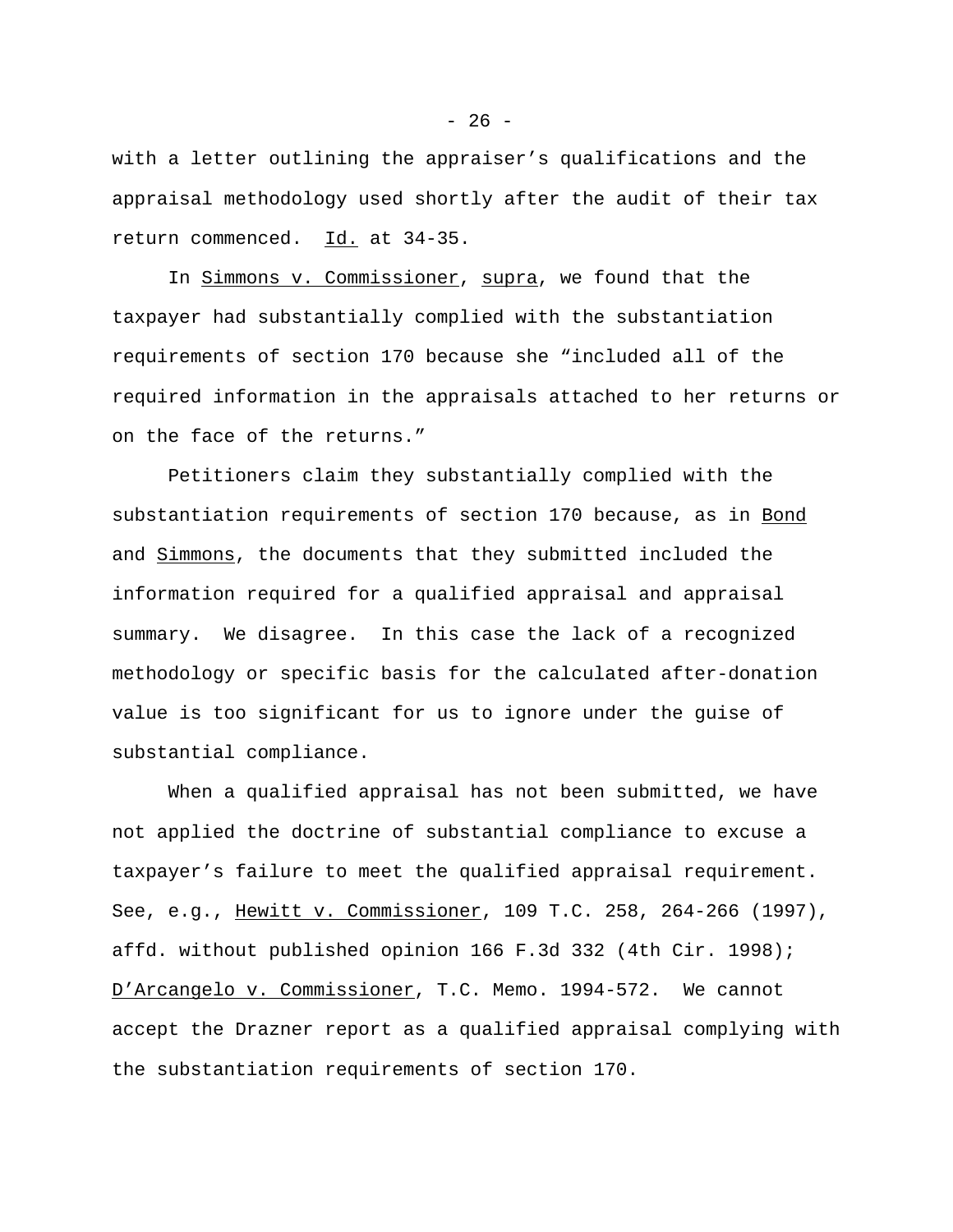with a letter outlining the appraiser's qualifications and the appraisal methodology used shortly after the audit of their tax return commenced. Id. at 34-35.

In Simmons v. Commissioner, supra, we found that the taxpayer had substantially complied with the substantiation requirements of section 170 because she "included all of the required information in the appraisals attached to her returns or on the face of the returns."

Petitioners claim they substantially complied with the substantiation requirements of section 170 because, as in Bond and Simmons, the documents that they submitted included the information required for a qualified appraisal and appraisal summary. We disagree. In this case the lack of a recognized methodology or specific basis for the calculated after-donation value is too significant for us to ignore under the guise of substantial compliance.

When a qualified appraisal has not been submitted, we have not applied the doctrine of substantial compliance to excuse a taxpayer's failure to meet the qualified appraisal requirement. See, e.g., Hewitt v. Commissioner, 109 T.C. 258, 264-266 (1997), affd. without published opinion 166 F.3d 332 (4th Cir. 1998); D'Arcangelo v. Commissioner, T.C. Memo. 1994-572. We cannot accept the Drazner report as a qualified appraisal complying with the substantiation requirements of section 170.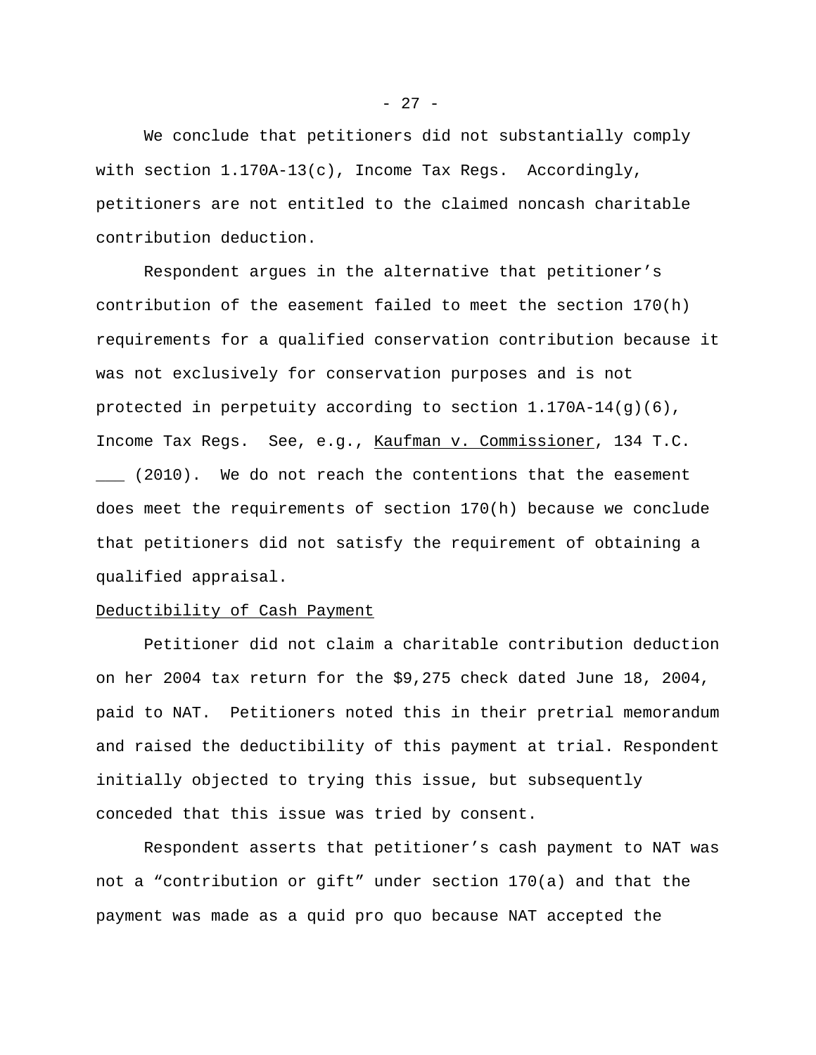We conclude that petitioners did not substantially comply with section 1.170A-13(c), Income Tax Regs. Accordingly, petitioners are not entitled to the claimed noncash charitable contribution deduction.

Respondent argues in the alternative that petitioner's contribution of the easement failed to meet the section 170(h) requirements for a qualified conservation contribution because it was not exclusively for conservation purposes and is not protected in perpetuity according to section 1.170A-14(g)(6), Income Tax Regs. See, e.g., Kaufman v. Commissioner, 134 T.C. ___ (2010). We do not reach the contentions that the easement does meet the requirements of section 170(h) because we conclude that petitioners did not satisfy the requirement of obtaining a qualified appraisal.

Deductibility of Cash Payment

Petitioner did not claim a charitable contribution deduction on her 2004 tax return for the $9,275 check dated June 18, 2004, paid to NAT. Petitioners noted this in their pretrial memorandum and raised the deductibility of this payment at trial. Respondent initially objected to trying this issue, but subsequently conceded that this issue was tried by consent.

Respondent asserts that petitioner's cash payment to NAT was not a "contribution or gift" under section 170(a) and that the payment was made as a quid pro quo because NAT accepted the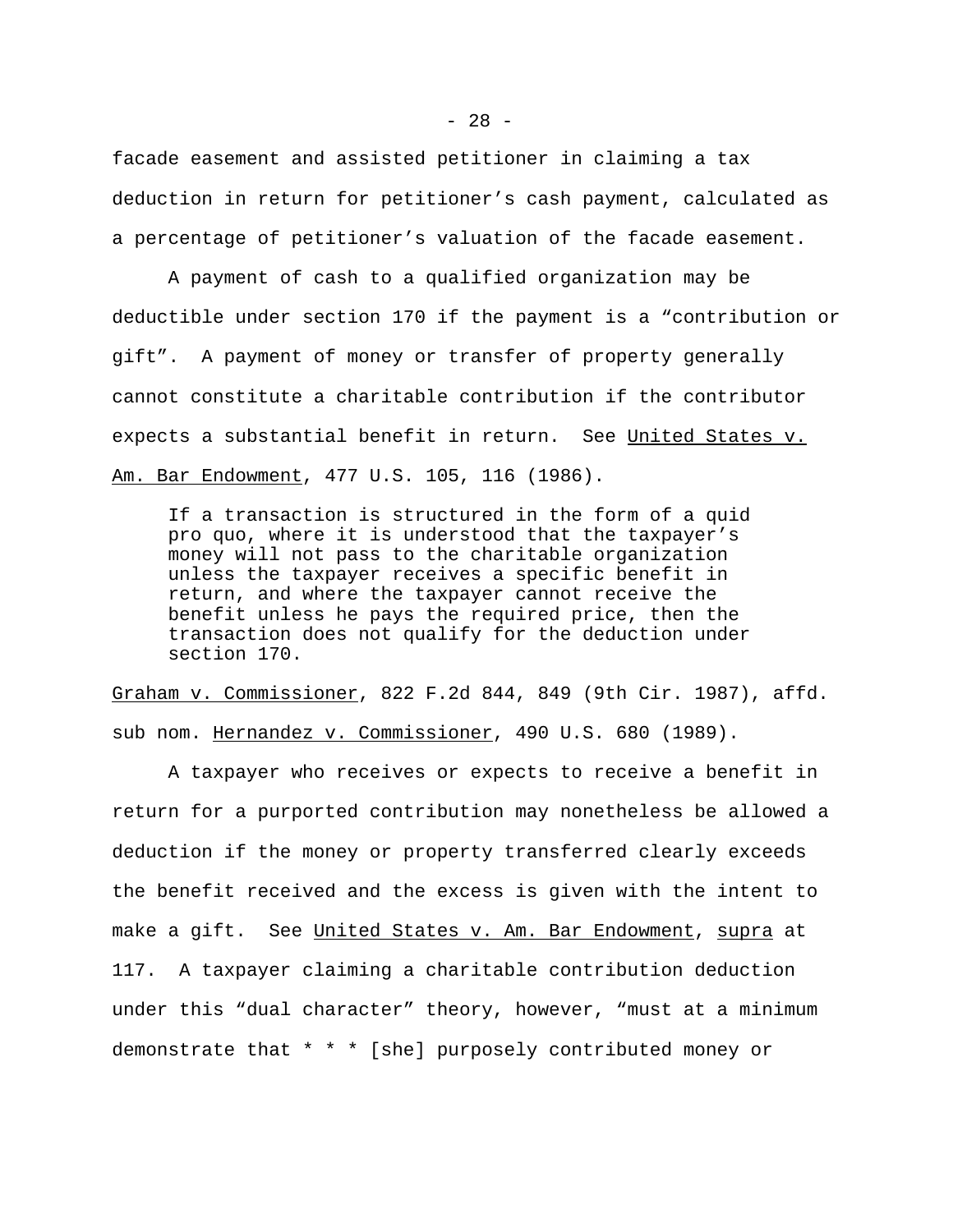facade easement and assisted petitioner in claiming a tax deduction in return for petitioner's cash payment, calculated as a percentage of petitioner's valuation of the facade easement.

A payment of cash to a qualified organization may be deductible under section 170 if the payment is a "contribution or gift". A payment of money or transfer of property generally cannot constitute a charitable contribution if the contributor expects a substantial benefit in return. See United States v. Am. Bar Endowment, 477 U.S. 105, 116 (1986).

> If a transaction is structured in the form of a quid pro quo, where it is understood that the taxpayer's money will not pass to the charitable organization unless the taxpayer receives a specific benefit in return, and where the taxpayer cannot receive the benefit unless he pays the required price, then the transaction does not qualify for the deduction under section 170.

Graham v. Commissioner, 822 F.2d 844, 849 (9th Cir. 1987), affd. sub nom. Hernandez v. Commissioner, 490 U.S. 680 (1989).

A taxpayer who receives or expects to receive a benefit in return for a purported contribution may nonetheless be allowed a deduction if the money or property transferred clearly exceeds the benefit received and the excess is given with the intent to make a gift. See United States v. Am. Bar Endowment, supra at 117. A taxpayer claiming a charitable contribution deduction under this "dual character" theory, however, "must at a minimum demonstrate that * * * [she] purposely contributed money or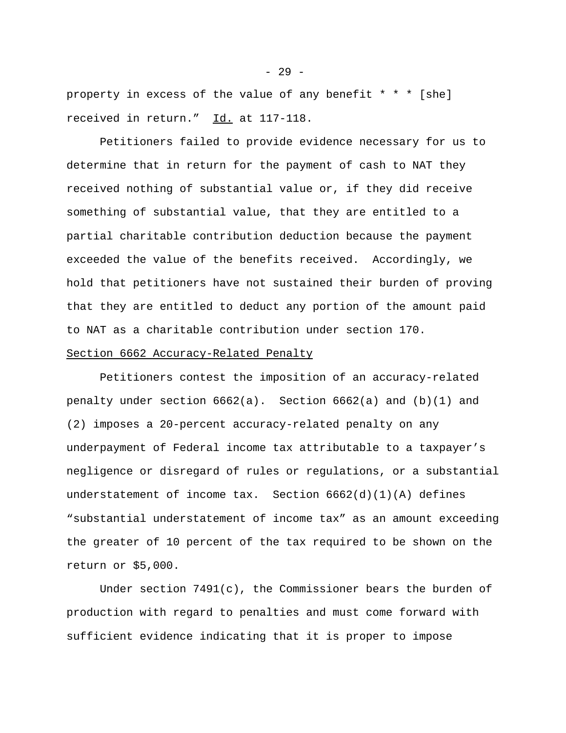property in excess of the value of any benefit * * * [she] received in return." _Id._ at 117-118.

Petitioners failed to provide evidence necessary for us to determine that in return for the payment of cash to NAT they received nothing of substantial value or, if they did receive something of substantial value, that they are entitled to a partial charitable contribution deduction because the payment exceeded the value of the benefits received. Accordingly, we hold that petitioners have not sustained their burden of proving that they are entitled to deduct any portion of the amount paid to NAT as a charitable contribution under section 170.

## Section 6662 Accuracy-Related Penalty

Petitioners contest the imposition of an accuracy-related penalty under section 6662(a). Section 6662(a) and (b)(1) and (2) imposes a 20-percent accuracy-related penalty on any underpayment of Federal income tax attributable to a taxpayer's negligence or disregard of rules or regulations, or a substantial understatement of income tax. Section 6662(d)(1)(A) defines "substantial understatement of income tax" as an amount exceeding the greater of 10 percent of the tax required to be shown on the return or $5,000.

Under section 7491(c), the Commissioner bears the burden of production with regard to penalties and must come forward with sufficient evidence indicating that it is proper to impose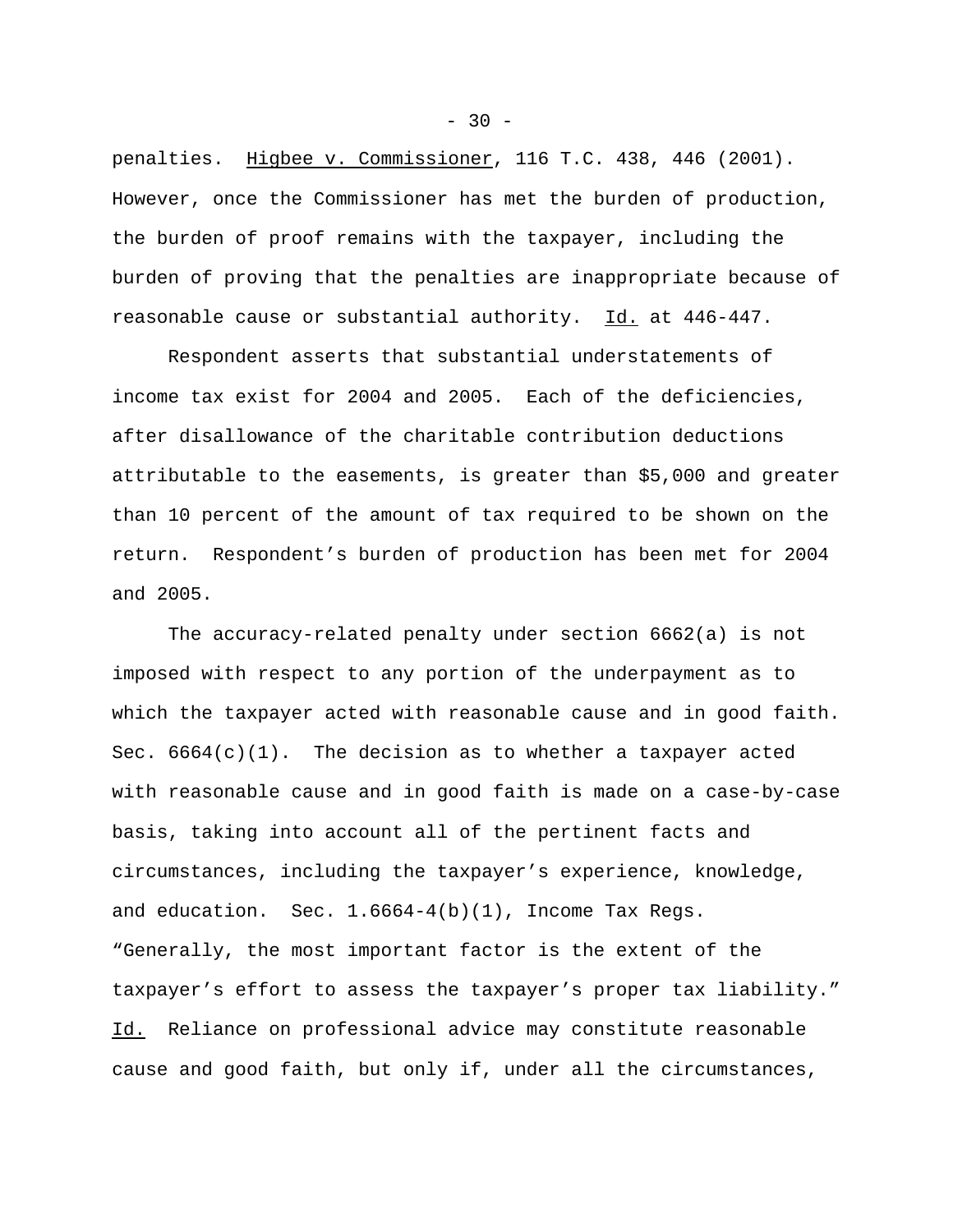penalties. Higbee v. Commissioner, 116 T.C. 438, 446 (2001). However, once the Commissioner has met the burden of production, the burden of proof remains with the taxpayer, including the burden of proving that the penalties are inappropriate because of reasonable cause or substantial authority. Id. at 446-447.

Respondent asserts that substantial understatements of income tax exist for 2004 and 2005. Each of the deficiencies, after disallowance of the charitable contribution deductions attributable to the easements, is greater than $5,000 and greater than 10 percent of the amount of tax required to be shown on the return. Respondent's burden of production has been met for 2004 and 2005.

The accuracy-related penalty under section 6662(a) is not imposed with respect to any portion of the underpayment as to which the taxpayer acted with reasonable cause and in good faith. Sec. 6664(c)(1). The decision as to whether a taxpayer acted with reasonable cause and in good faith is made on a case-by-case basis, taking into account all of the pertinent facts and circumstances, including the taxpayer's experience, knowledge, and education. Sec. 1.6664-4(b)(1), Income Tax Regs. "Generally, the most important factor is the extent of the taxpayer's effort to assess the taxpayer's proper tax liability." Id. Reliance on professional advice may constitute reasonable cause and good faith, but only if, under all the circumstances,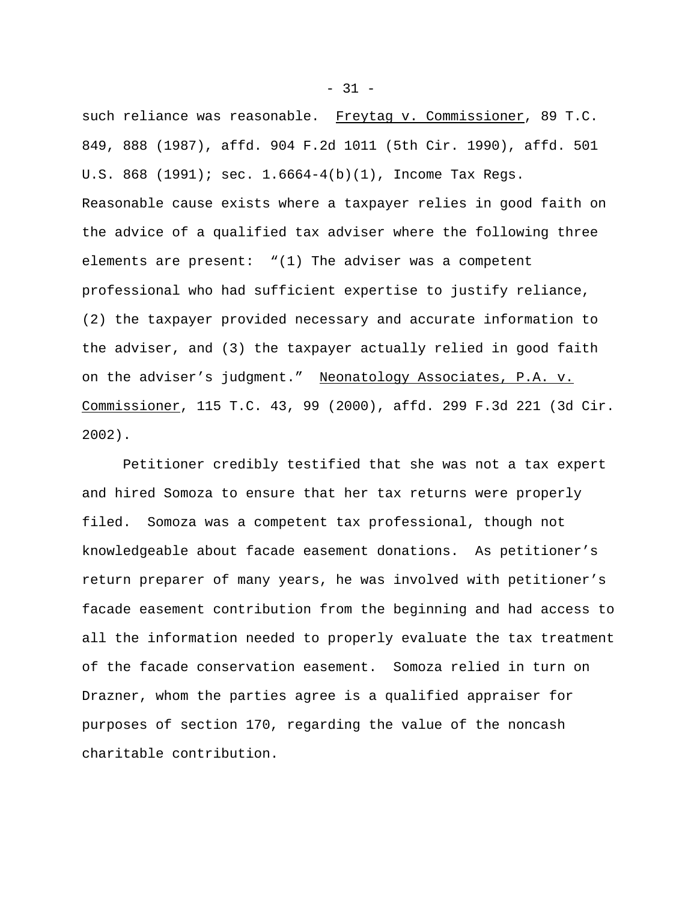such reliance was reasonable. Freytag v. Commissioner, 89 T.C. 849, 888 (1987), affd. 904 F.2d 1011 (5th Cir. 1990), affd. 501 U.S. 868 (1991); sec. 1.6664-4(b)(1), Income Tax Regs. Reasonable cause exists where a taxpayer relies in good faith on the advice of a qualified tax adviser where the following three elements are present: "(1) The adviser was a competent professional who had sufficient expertise to justify reliance, (2) the taxpayer provided necessary and accurate information to the adviser, and (3) the taxpayer actually relied in good faith on the adviser's judgment." Neonatology Associates, P.A. v. Commissioner, 115 T.C. 43, 99 (2000), affd. 299 F.3d 221 (3d Cir. 2002).

Petitioner credibly testified that she was not a tax expert and hired Somoza to ensure that her tax returns were properly filed. Somoza was a competent tax professional, though not knowledgeable about facade easement donations. As petitioner's return preparer of many years, he was involved with petitioner's facade easement contribution from the beginning and had access to all the information needed to properly evaluate the tax treatment of the facade conservation easement. Somoza relied in turn on Drazner, whom the parties agree is a qualified appraiser for purposes of section 170, regarding the value of the noncash charitable contribution.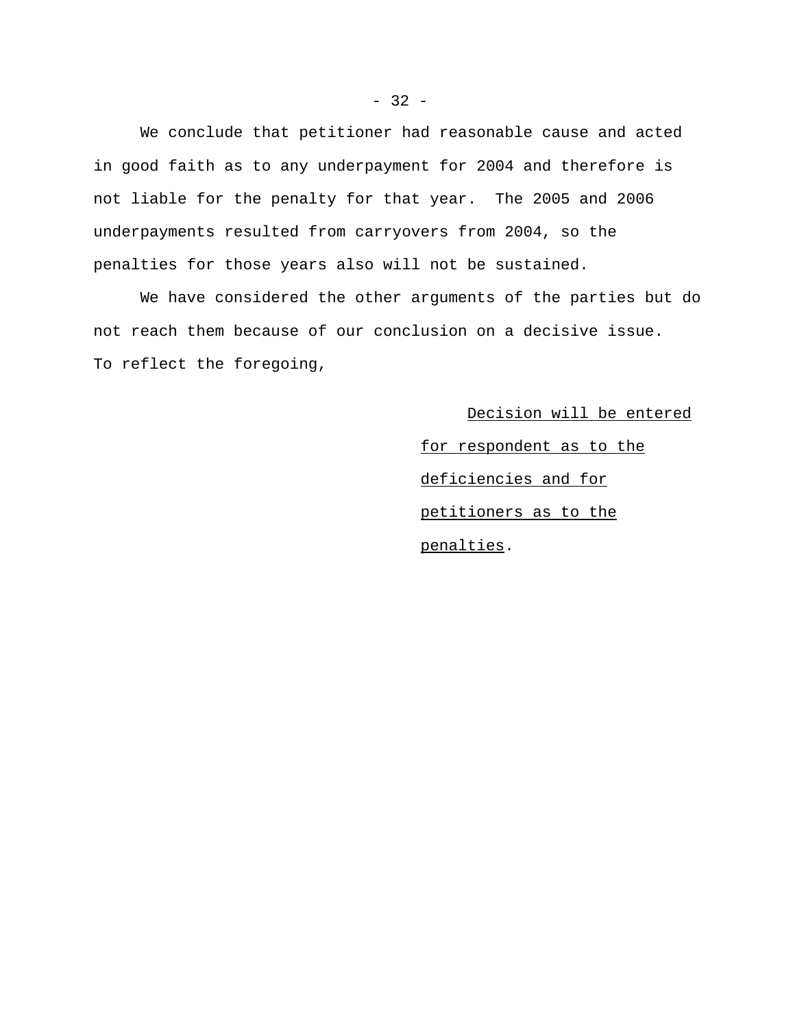We conclude that petitioner had reasonable cause and acted in good faith as to any underpayment for 2004 and therefore is not liable for the penalty for that year. The 2005 and 2006 underpayments resulted from carryovers from 2004, so the penalties for those years also will not be sustained.

We have considered the other arguments of the parties but do not reach them because of our conclusion on a decisive issue. To reflect the foregoing,

_Decision will be entered for respondent as to the deficiencies and for petitioners as to the penalties_.